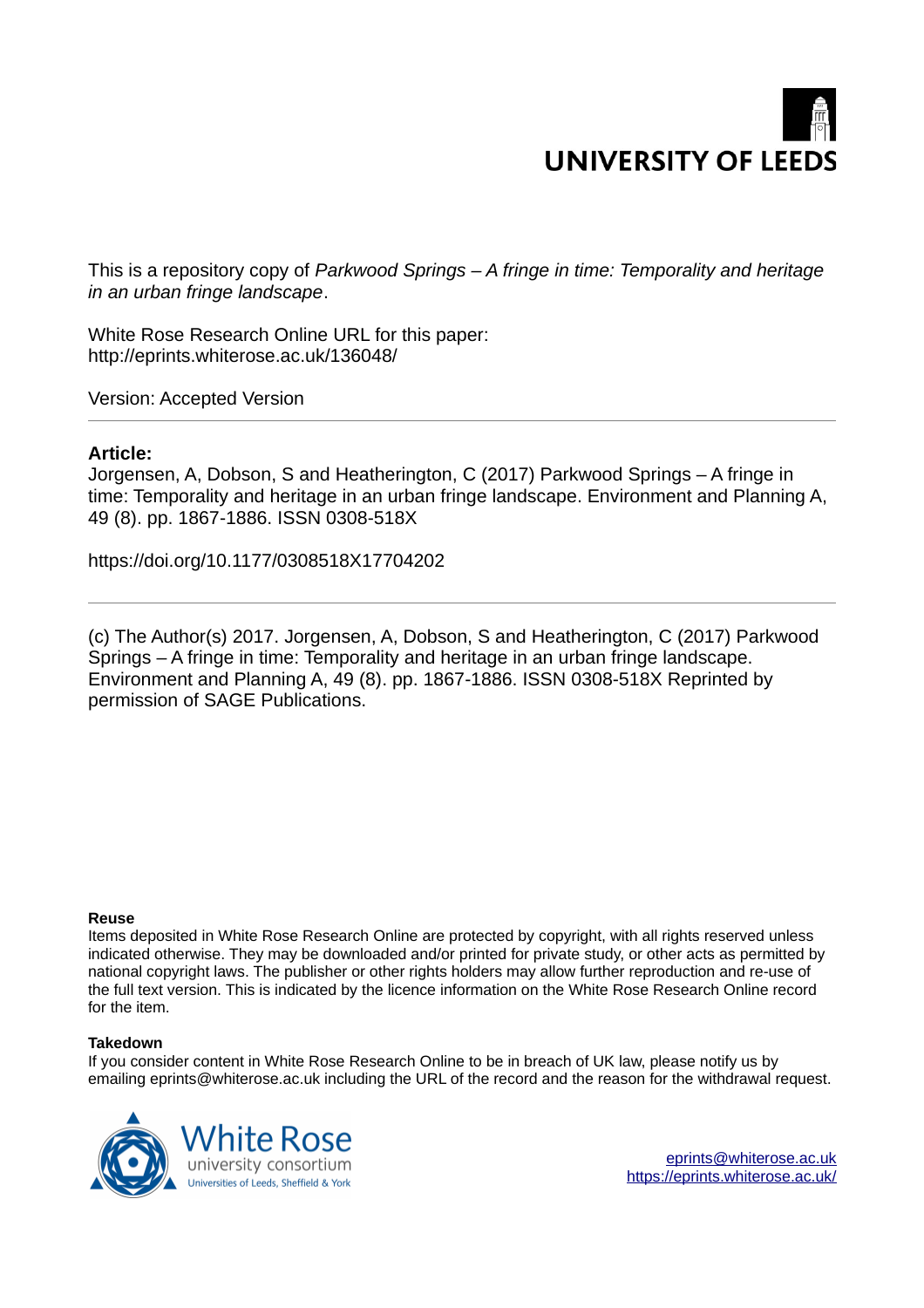UNIVERSITY OF LEEDS

This is a repository copy of *Parkwood Springs – A fringe in time: Temporality and heritage in an urban fringe landscape*.

White Rose Research Online URL for this paper:
http://eprints.whiterose.ac.uk/136048/

Version: Accepted Version

**Article:**

Jorgensen, A, Dobson, S and Heatherington, C (2017) Parkwood Springs – A fringe in time: Temporality and heritage in an urban fringe landscape. Environment and Planning A, 49 (8). pp. 1867-1886. ISSN 0308-518X

https://doi.org/10.1177/0308518X17704202

(c) The Author(s) 2017. Jorgensen, A, Dobson, S and Heatherington, C (2017) Parkwood Springs – A fringe in time: Temporality and heritage in an urban fringe landscape. Environment and Planning A, 49 (8). pp. 1867-1886. ISSN 0308-518X Reprinted by permission of SAGE Publications.

**Reuse**

Items deposited in White Rose Research Online are protected by copyright, with all rights reserved unless indicated otherwise. They may be downloaded and/or printed for private study, or other acts as permitted by national copyright laws. The publisher or other rights holders may allow further reproduction and re-use of the full text version. This is indicated by the licence information on the White Rose Research Online record for the item.

**Takedown**

If you consider content in White Rose Research Online to be in breach of UK law, please notify us by emailing eprints@whiterose.ac.uk including the URL of the record and the reason for the withdrawal request.

White Rose
university consortium
Universities of Leeds, Sheffield & York

eprints@whiterose.ac.uk
https://eprints.whiterose.ac.uk/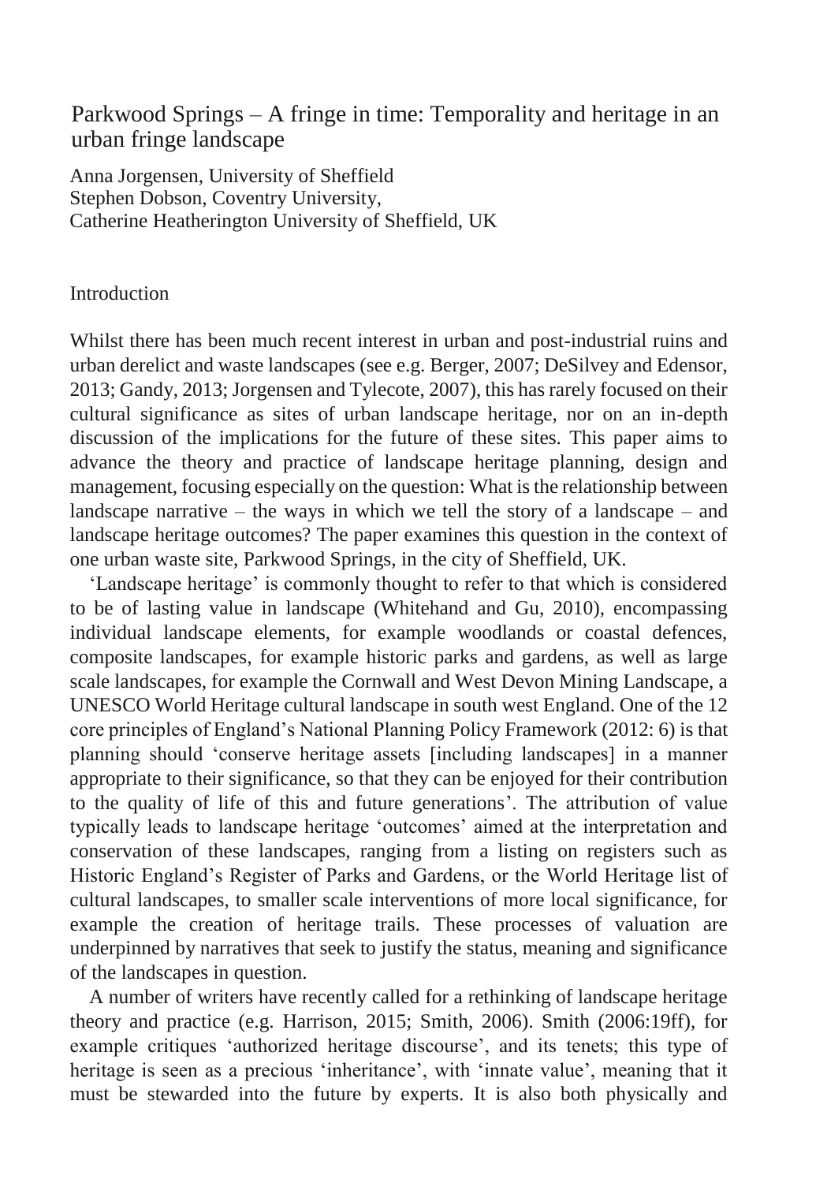# Parkwood Springs – A fringe in time: Temporality and heritage in an urban fringe landscape

Anna Jorgensen, University of Sheffield
Stephen Dobson, Coventry University,
Catherine Heatherington University of Sheffield, UK

## Introduction

Whilst there has been much recent interest in urban and post-industrial ruins and urban derelict and waste landscapes (see e.g. Berger, 2007; DeSilvey and Edensor, 2013; Gandy, 2013; Jorgensen and Tylecote, 2007), this has rarely focused on their cultural significance as sites of urban landscape heritage, nor on an in-depth discussion of the implications for the future of these sites. This paper aims to advance the theory and practice of landscape heritage planning, design and management, focusing especially on the question: What is the relationship between landscape narrative – the ways in which we tell the story of a landscape – and landscape heritage outcomes? The paper examines this question in the context of one urban waste site, Parkwood Springs, in the city of Sheffield, UK.

'Landscape heritage' is commonly thought to refer to that which is considered to be of lasting value in landscape (Whitehand and Gu, 2010), encompassing individual landscape elements, for example woodlands or coastal defences, composite landscapes, for example historic parks and gardens, as well as large scale landscapes, for example the Cornwall and West Devon Mining Landscape, a UNESCO World Heritage cultural landscape in south west England. One of the 12 core principles of England's National Planning Policy Framework (2012: 6) is that planning should 'conserve heritage assets [including landscapes] in a manner appropriate to their significance, so that they can be enjoyed for their contribution to the quality of life of this and future generations'. The attribution of value typically leads to landscape heritage 'outcomes' aimed at the interpretation and conservation of these landscapes, ranging from a listing on registers such as Historic England's Register of Parks and Gardens, or the World Heritage list of cultural landscapes, to smaller scale interventions of more local significance, for example the creation of heritage trails. These processes of valuation are underpinned by narratives that seek to justify the status, meaning and significance of the landscapes in question.

A number of writers have recently called for a rethinking of landscape heritage theory and practice (e.g. Harrison, 2015; Smith, 2006). Smith (2006:19ff), for example critiques 'authorized heritage discourse', and its tenets; this type of heritage is seen as a precious 'inheritance', with 'innate value', meaning that it must be stewarded into the future by experts. It is also both physically and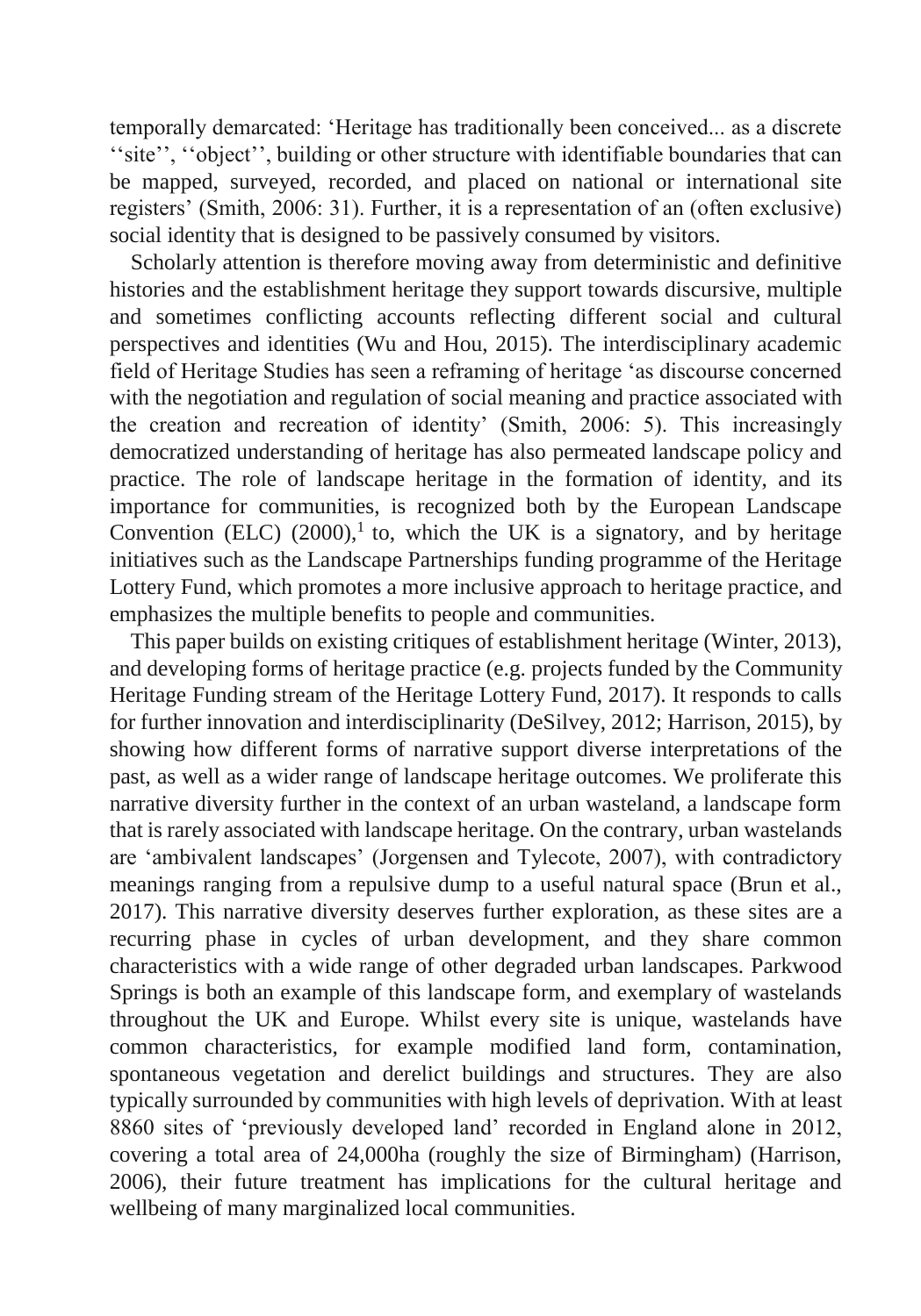temporally demarcated: 'Heritage has traditionally been conceived... as a discrete ''site'', ''object'', building or other structure with identifiable boundaries that can be mapped, surveyed, recorded, and placed on national or international site registers' (Smith, 2006: 31). Further, it is a representation of an (often exclusive) social identity that is designed to be passively consumed by visitors.

Scholarly attention is therefore moving away from deterministic and definitive histories and the establishment heritage they support towards discursive, multiple and sometimes conflicting accounts reflecting different social and cultural perspectives and identities (Wu and Hou, 2015). The interdisciplinary academic field of Heritage Studies has seen a reframing of heritage 'as discourse concerned with the negotiation and regulation of social meaning and practice associated with the creation and recreation of identity' (Smith, 2006: 5). This increasingly democratized understanding of heritage has also permeated landscape policy and practice. The role of landscape heritage in the formation of identity, and its importance for communities, is recognized both by the European Landscape Convention (ELC) (2000),[1] to, which the UK is a signatory, and by heritage initiatives such as the Landscape Partnerships funding programme of the Heritage Lottery Fund, which promotes a more inclusive approach to heritage practice, and emphasizes the multiple benefits to people and communities.

This paper builds on existing critiques of establishment heritage (Winter, 2013), and developing forms of heritage practice (e.g. projects funded by the Community Heritage Funding stream of the Heritage Lottery Fund, 2017). It responds to calls for further innovation and interdisciplinarity (DeSilvey, 2012; Harrison, 2015), by showing how different forms of narrative support diverse interpretations of the past, as well as a wider range of landscape heritage outcomes. We proliferate this narrative diversity further in the context of an urban wasteland, a landscape form that is rarely associated with landscape heritage. On the contrary, urban wastelands are 'ambivalent landscapes' (Jorgensen and Tylecote, 2007), with contradictory meanings ranging from a repulsive dump to a useful natural space (Brun et al., 2017). This narrative diversity deserves further exploration, as these sites are a recurring phase in cycles of urban development, and they share common characteristics with a wide range of other degraded urban landscapes. Parkwood Springs is both an example of this landscape form, and exemplary of wastelands throughout the UK and Europe. Whilst every site is unique, wastelands have common characteristics, for example modified land form, contamination, spontaneous vegetation and derelict buildings and structures. They are also typically surrounded by communities with high levels of deprivation. With at least 8860 sites of 'previously developed land' recorded in England alone in 2012, covering a total area of 24,000ha (roughly the size of Birmingham) (Harrison, 2006), their future treatment has implications for the cultural heritage and wellbeing of many marginalized local communities.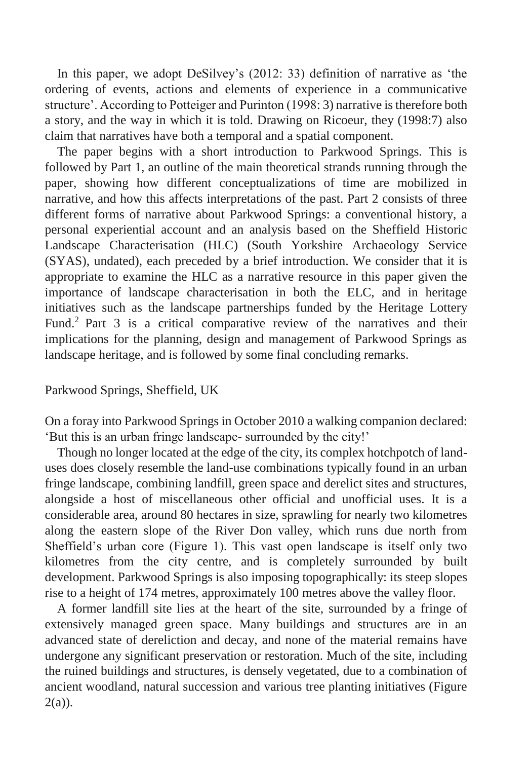In this paper, we adopt DeSilvey's (2012: 33) definition of narrative as 'the ordering of events, actions and elements of experience in a communicative structure'. According to Potteiger and Purinton (1998: 3) narrative is therefore both a story, and the way in which it is told. Drawing on Ricoeur, they (1998:7) also claim that narratives have both a temporal and a spatial component.

The paper begins with a short introduction to Parkwood Springs. This is followed by Part 1, an outline of the main theoretical strands running through the paper, showing how different conceptualizations of time are mobilized in narrative, and how this affects interpretations of the past. Part 2 consists of three different forms of narrative about Parkwood Springs: a conventional history, a personal experiential account and an analysis based on the Sheffield Historic Landscape Characterisation (HLC) (South Yorkshire Archaeology Service (SYAS), undated), each preceded by a brief introduction. We consider that it is appropriate to examine the HLC as a narrative resource in this paper given the importance of landscape characterisation in both the ELC, and in heritage initiatives such as the landscape partnerships funded by the Heritage Lottery Fund.[2] Part 3 is a critical comparative review of the narratives and their implications for the planning, design and management of Parkwood Springs as landscape heritage, and is followed by some final concluding remarks.

## Parkwood Springs, Sheffield, UK

On a foray into Parkwood Springs in October 2010 a walking companion declared: 'But this is an urban fringe landscape- surrounded by the city!'

Though no longer located at the edge of the city, its complex hotchpotch of land-uses does closely resemble the land-use combinations typically found in an urban fringe landscape, combining landfill, green space and derelict sites and structures, alongside a host of miscellaneous other official and unofficial uses. It is a considerable area, around 80 hectares in size, sprawling for nearly two kilometres along the eastern slope of the River Don valley, which runs due north from Sheffield's urban core (Figure 1). This vast open landscape is itself only two kilometres from the city centre, and is completely surrounded by built development. Parkwood Springs is also imposing topographically: its steep slopes rise to a height of 174 metres, approximately 100 metres above the valley floor.

A former landfill site lies at the heart of the site, surrounded by a fringe of extensively managed green space. Many buildings and structures are in an advanced state of dereliction and decay, and none of the material remains have undergone any significant preservation or restoration. Much of the site, including the ruined buildings and structures, is densely vegetated, due to a combination of ancient woodland, natural succession and various tree planting initiatives (Figure 2(a)).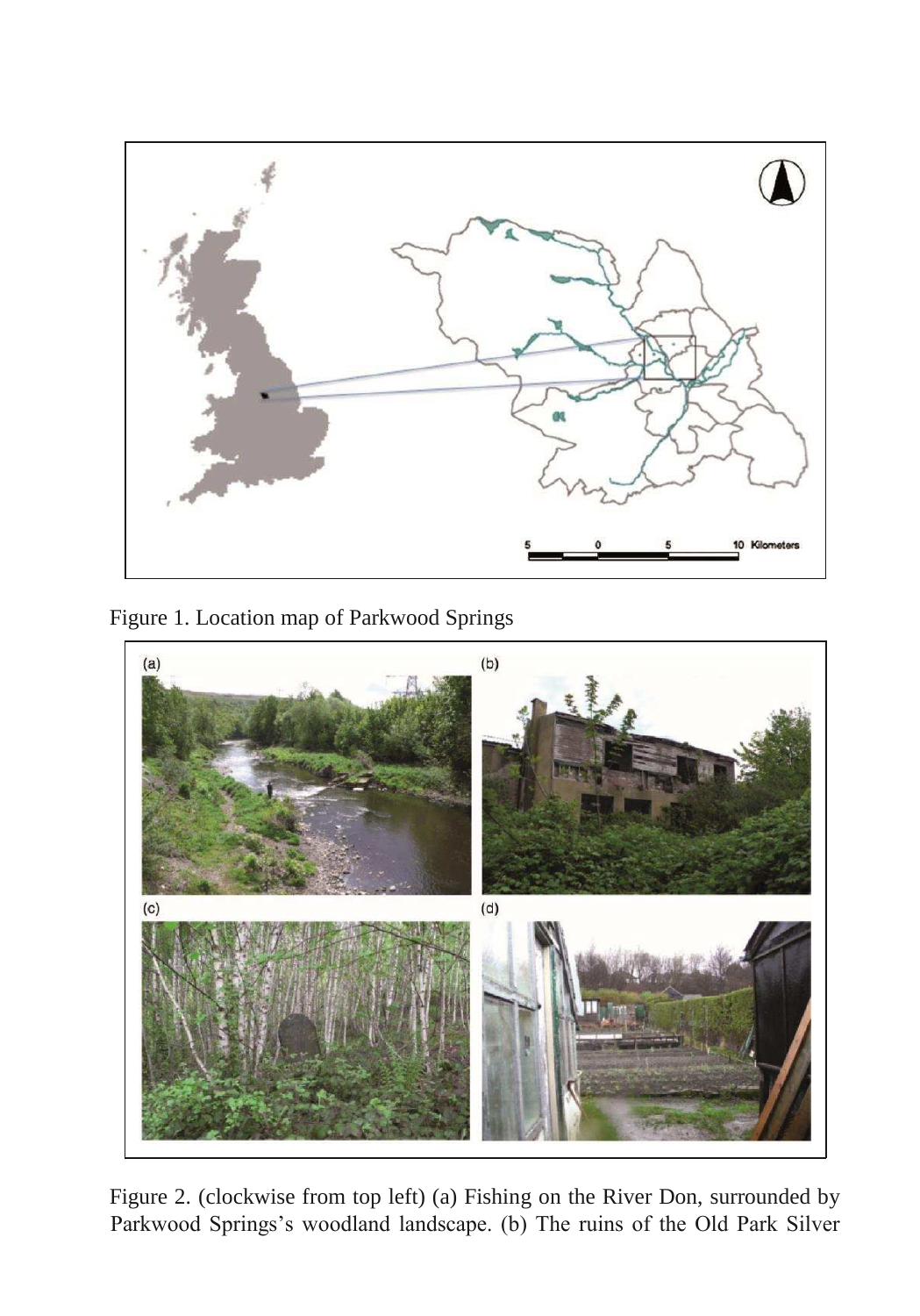Figure 1. Location map of Parkwood Springs

Figure 2. (clockwise from top left) (a) Fishing on the River Don, surrounded by Parkwood Springs's woodland landscape. (b) The ruins of the Old Park Silver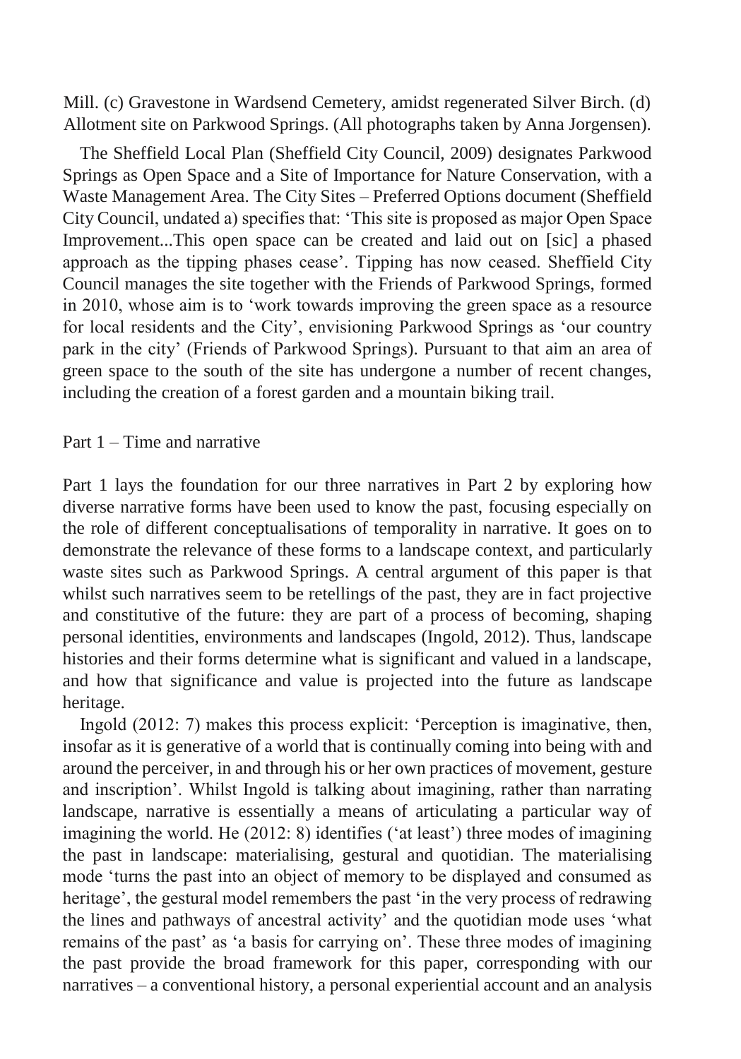Mill. (c) Gravestone in Wardsend Cemetery, amidst regenerated Silver Birch. (d) Allotment site on Parkwood Springs. (All photographs taken by Anna Jorgensen).

The Sheffield Local Plan (Sheffield City Council, 2009) designates Parkwood Springs as Open Space and a Site of Importance for Nature Conservation, with a Waste Management Area. The City Sites – Preferred Options document (Sheffield City Council, undated a) specifies that: 'This site is proposed as major Open Space Improvement...This open space can be created and laid out on [sic] a phased approach as the tipping phases cease'. Tipping has now ceased. Sheffield City Council manages the site together with the Friends of Parkwood Springs, formed in 2010, whose aim is to 'work towards improving the green space as a resource for local residents and the City', envisioning Parkwood Springs as 'our country park in the city' (Friends of Parkwood Springs). Pursuant to that aim an area of green space to the south of the site has undergone a number of recent changes, including the creation of a forest garden and a mountain biking trail.

## Part 1 – Time and narrative

Part 1 lays the foundation for our three narratives in Part 2 by exploring how diverse narrative forms have been used to know the past, focusing especially on the role of different conceptualisations of temporality in narrative. It goes on to demonstrate the relevance of these forms to a landscape context, and particularly waste sites such as Parkwood Springs. A central argument of this paper is that whilst such narratives seem to be retellings of the past, they are in fact projective and constitutive of the future: they are part of a process of becoming, shaping personal identities, environments and landscapes (Ingold, 2012). Thus, landscape histories and their forms determine what is significant and valued in a landscape, and how that significance and value is projected into the future as landscape heritage.

Ingold (2012: 7) makes this process explicit: 'Perception is imaginative, then, insofar as it is generative of a world that is continually coming into being with and around the perceiver, in and through his or her own practices of movement, gesture and inscription'. Whilst Ingold is talking about imagining, rather than narrating landscape, narrative is essentially a means of articulating a particular way of imagining the world. He (2012: 8) identifies ('at least') three modes of imagining the past in landscape: materialising, gestural and quotidian. The materialising mode 'turns the past into an object of memory to be displayed and consumed as heritage', the gestural model remembers the past 'in the very process of redrawing the lines and pathways of ancestral activity' and the quotidian mode uses 'what remains of the past' as 'a basis for carrying on'. These three modes of imagining the past provide the broad framework for this paper, corresponding with our narratives – a conventional history, a personal experiential account and an analysis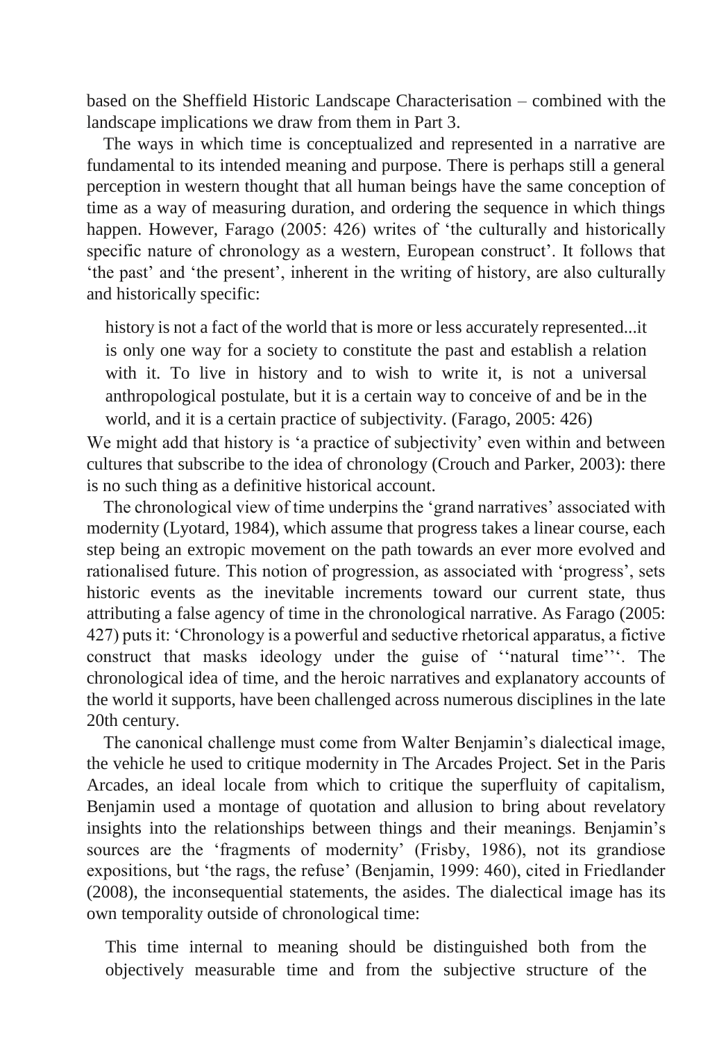based on the Sheffield Historic Landscape Characterisation – combined with the landscape implications we draw from them in Part 3.

The ways in which time is conceptualized and represented in a narrative are fundamental to its intended meaning and purpose. There is perhaps still a general perception in western thought that all human beings have the same conception of time as a way of measuring duration, and ordering the sequence in which things happen. However, Farago (2005: 426) writes of 'the culturally and historically specific nature of chronology as a western, European construct'. It follows that 'the past' and 'the present', inherent in the writing of history, are also culturally and historically specific:

> history is not a fact of the world that is more or less accurately represented...it is only one way for a society to constitute the past and establish a relation with it. To live in history and to wish to write it, is not a universal anthropological postulate, but it is a certain way to conceive of and be in the world, and it is a certain practice of subjectivity. (Farago, 2005: 426)

We might add that history is 'a practice of subjectivity' even within and between cultures that subscribe to the idea of chronology (Crouch and Parker, 2003): there is no such thing as a definitive historical account.

The chronological view of time underpins the 'grand narratives' associated with modernity (Lyotard, 1984), which assume that progress takes a linear course, each step being an extropic movement on the path towards an ever more evolved and rationalised future. This notion of progression, as associated with 'progress', sets historic events as the inevitable increments toward our current state, thus attributing a false agency of time in the chronological narrative. As Farago (2005: 427) puts it: 'Chronology is a powerful and seductive rhetorical apparatus, a fictive construct that masks ideology under the guise of ''natural time'''. The chronological idea of time, and the heroic narratives and explanatory accounts of the world it supports, have been challenged across numerous disciplines in the late 20th century.

The canonical challenge must come from Walter Benjamin's dialectical image, the vehicle he used to critique modernity in The Arcades Project. Set in the Paris Arcades, an ideal locale from which to critique the superfluity of capitalism, Benjamin used a montage of quotation and allusion to bring about revelatory insights into the relationships between things and their meanings. Benjamin's sources are the 'fragments of modernity' (Frisby, 1986), not its grandiose expositions, but 'the rags, the refuse' (Benjamin, 1999: 460), cited in Friedlander (2008), the inconsequential statements, the asides. The dialectical image has its own temporality outside of chronological time:

> This time internal to meaning should be distinguished both from the objectively measurable time and from the subjective structure of the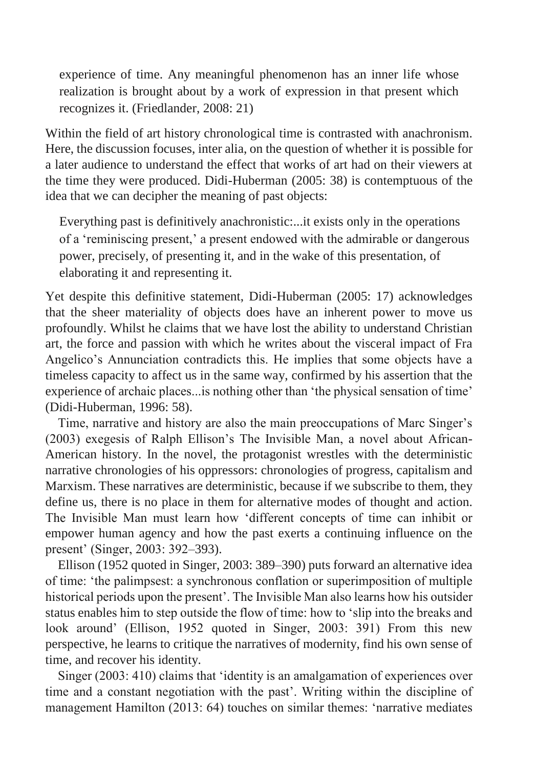> experience of time. Any meaningful phenomenon has an inner life whose realization is brought about by a work of expression in that present which recognizes it. (Friedlander, 2008: 21)

Within the field of art history chronological time is contrasted with anachronism. Here, the discussion focuses, inter alia, on the question of whether it is possible for a later audience to understand the effect that works of art had on their viewers at the time they were produced. Didi-Huberman (2005: 38) is contemptuous of the idea that we can decipher the meaning of past objects:

> Everything past is definitively anachronistic:...it exists only in the operations of a 'reminiscing present,' a present endowed with the admirable or dangerous power, precisely, of presenting it, and in the wake of this presentation, of elaborating it and representing it.

Yet despite this definitive statement, Didi-Huberman (2005: 17) acknowledges that the sheer materiality of objects does have an inherent power to move us profoundly. Whilst he claims that we have lost the ability to understand Christian art, the force and passion with which he writes about the visceral impact of Fra Angelico's Annunciation contradicts this. He implies that some objects have a timeless capacity to affect us in the same way, confirmed by his assertion that the experience of archaic places...is nothing other than 'the physical sensation of time' (Didi-Huberman, 1996: 58).

Time, narrative and history are also the main preoccupations of Marc Singer's (2003) exegesis of Ralph Ellison's The Invisible Man, a novel about African-American history. In the novel, the protagonist wrestles with the deterministic narrative chronologies of his oppressors: chronologies of progress, capitalism and Marxism. These narratives are deterministic, because if we subscribe to them, they define us, there is no place in them for alternative modes of thought and action. The Invisible Man must learn how 'different concepts of time can inhibit or empower human agency and how the past exerts a continuing influence on the present' (Singer, 2003: 392–393).

Ellison (1952 quoted in Singer, 2003: 389–390) puts forward an alternative idea of time: 'the palimpsest: a synchronous conflation or superimposition of multiple historical periods upon the present'. The Invisible Man also learns how his outsider status enables him to step outside the flow of time: how to 'slip into the breaks and look around' (Ellison, 1952 quoted in Singer, 2003: 391) From this new perspective, he learns to critique the narratives of modernity, find his own sense of time, and recover his identity.

Singer (2003: 410) claims that 'identity is an amalgamation of experiences over time and a constant negotiation with the past'. Writing within the discipline of management Hamilton (2013: 64) touches on similar themes: 'narrative mediates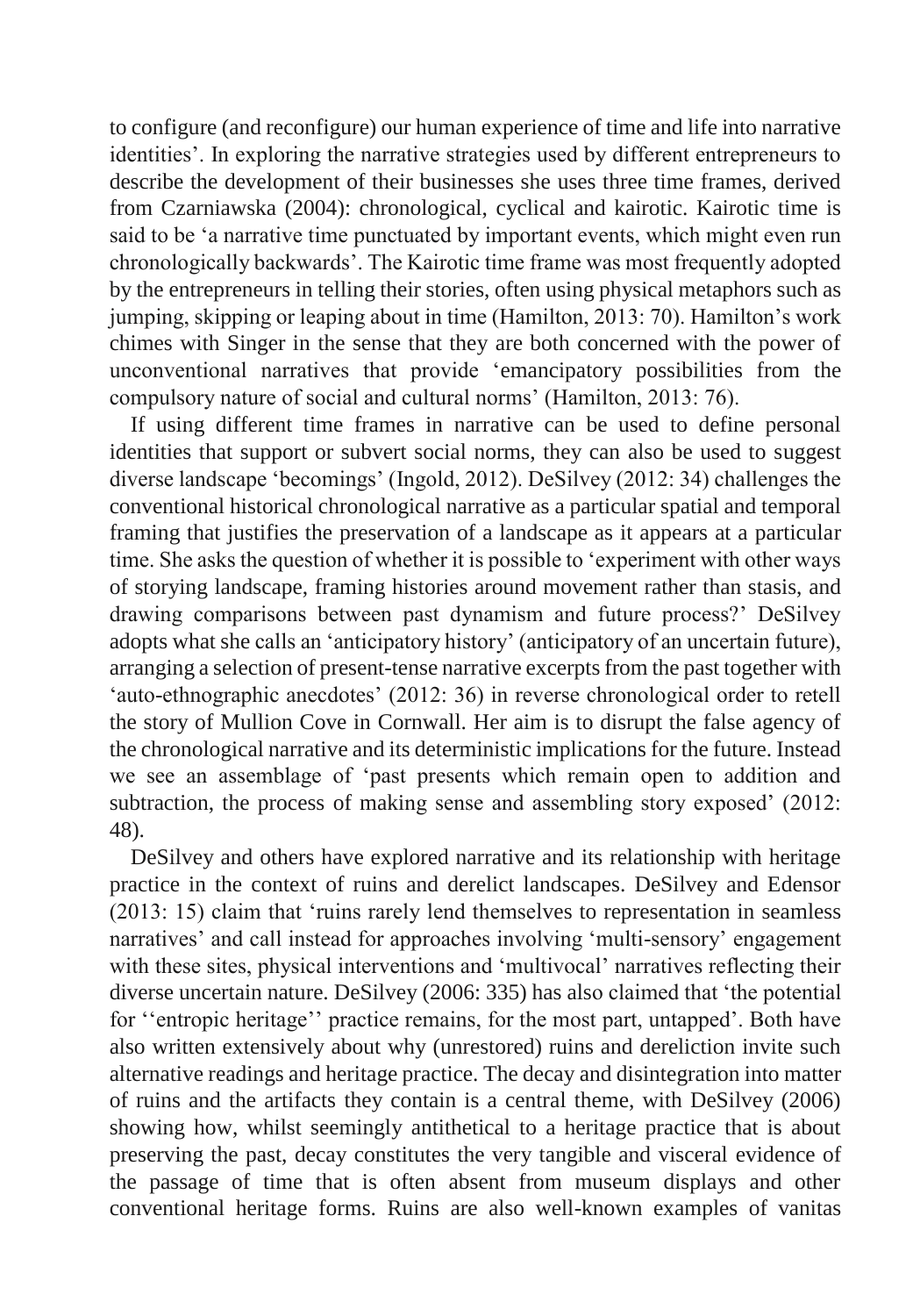to configure (and reconfigure) our human experience of time and life into narrative identities'. In exploring the narrative strategies used by different entrepreneurs to describe the development of their businesses she uses three time frames, derived from Czarniawska (2004): chronological, cyclical and kairotic. Kairotic time is said to be 'a narrative time punctuated by important events, which might even run chronologically backwards'. The Kairotic time frame was most frequently adopted by the entrepreneurs in telling their stories, often using physical metaphors such as jumping, skipping or leaping about in time (Hamilton, 2013: 70). Hamilton's work chimes with Singer in the sense that they are both concerned with the power of unconventional narratives that provide 'emancipatory possibilities from the compulsory nature of social and cultural norms' (Hamilton, 2013: 76).

If using different time frames in narrative can be used to define personal identities that support or subvert social norms, they can also be used to suggest diverse landscape 'becomings' (Ingold, 2012). DeSilvey (2012: 34) challenges the conventional historical chronological narrative as a particular spatial and temporal framing that justifies the preservation of a landscape as it appears at a particular time. She asks the question of whether it is possible to 'experiment with other ways of storying landscape, framing histories around movement rather than stasis, and drawing comparisons between past dynamism and future process?' DeSilvey adopts what she calls an 'anticipatory history' (anticipatory of an uncertain future), arranging a selection of present-tense narrative excerpts from the past together with 'auto-ethnographic anecdotes' (2012: 36) in reverse chronological order to retell the story of Mullion Cove in Cornwall. Her aim is to disrupt the false agency of the chronological narrative and its deterministic implications for the future. Instead we see an assemblage of 'past presents which remain open to addition and subtraction, the process of making sense and assembling story exposed' (2012: 48).

DeSilvey and others have explored narrative and its relationship with heritage practice in the context of ruins and derelict landscapes. DeSilvey and Edensor (2013: 15) claim that 'ruins rarely lend themselves to representation in seamless narratives' and call instead for approaches involving 'multi-sensory' engagement with these sites, physical interventions and 'multivocal' narratives reflecting their diverse uncertain nature. DeSilvey (2006: 335) has also claimed that 'the potential for ''entropic heritage'' practice remains, for the most part, untapped'. Both have also written extensively about why (unrestored) ruins and dereliction invite such alternative readings and heritage practice. The decay and disintegration into matter of ruins and the artifacts they contain is a central theme, with DeSilvey (2006) showing how, whilst seemingly antithetical to a heritage practice that is about preserving the past, decay constitutes the very tangible and visceral evidence of the passage of time that is often absent from museum displays and other conventional heritage forms. Ruins are also well-known examples of vanitas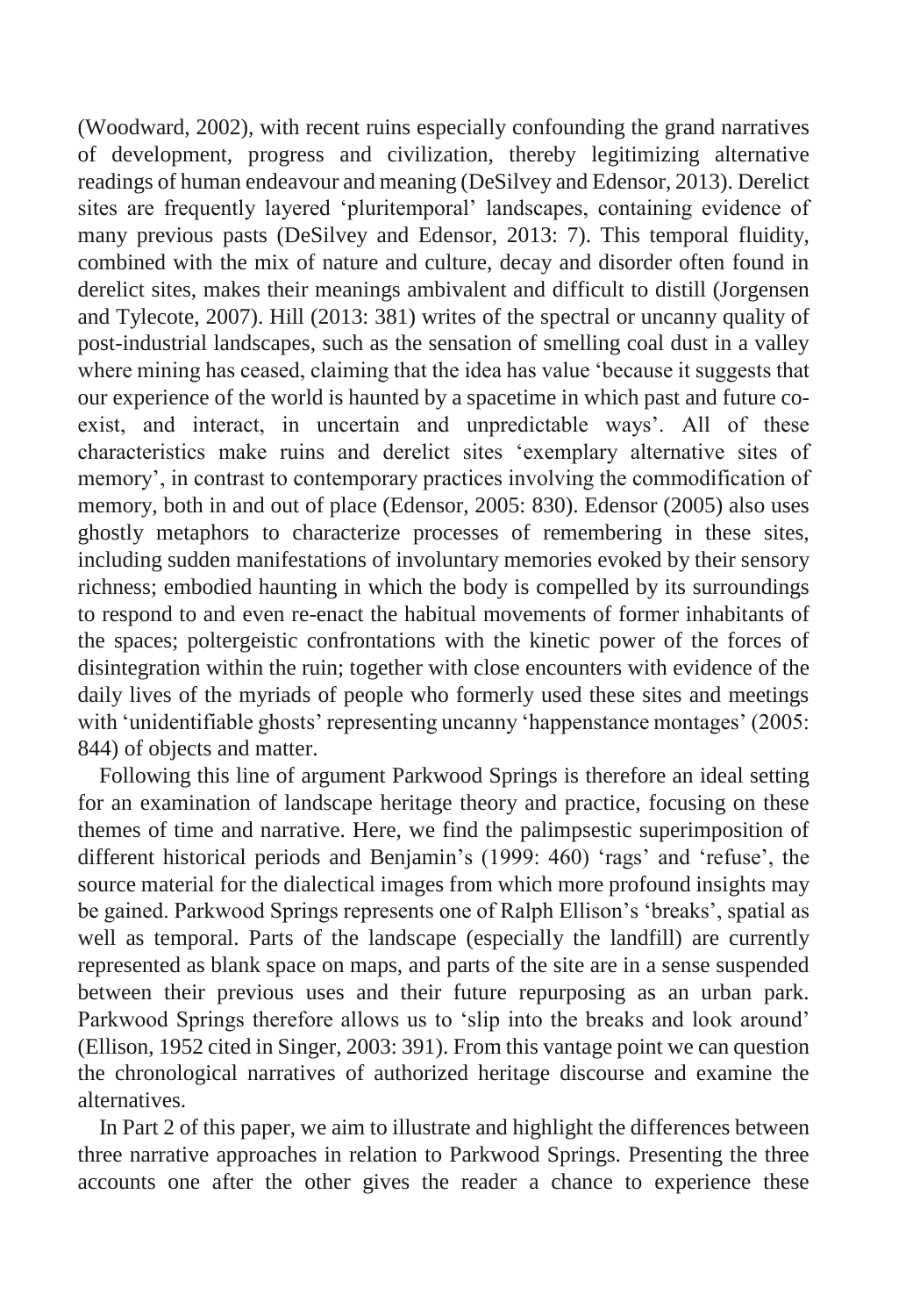(Woodward, 2002), with recent ruins especially confounding the grand narratives of development, progress and civilization, thereby legitimizing alternative readings of human endeavour and meaning (DeSilvey and Edensor, 2013). Derelict sites are frequently layered 'pluritemporal' landscapes, containing evidence of many previous pasts (DeSilvey and Edensor, 2013: 7). This temporal fluidity, combined with the mix of nature and culture, decay and disorder often found in derelict sites, makes their meanings ambivalent and difficult to distill (Jorgensen and Tylecote, 2007). Hill (2013: 381) writes of the spectral or uncanny quality of post-industrial landscapes, such as the sensation of smelling coal dust in a valley where mining has ceased, claiming that the idea has value 'because it suggests that our experience of the world is haunted by a spacetime in which past and future co-exist, and interact, in uncertain and unpredictable ways'. All of these characteristics make ruins and derelict sites 'exemplary alternative sites of memory', in contrast to contemporary practices involving the commodification of memory, both in and out of place (Edensor, 2005: 830). Edensor (2005) also uses ghostly metaphors to characterize processes of remembering in these sites, including sudden manifestations of involuntary memories evoked by their sensory richness; embodied haunting in which the body is compelled by its surroundings to respond to and even re-enact the habitual movements of former inhabitants of the spaces; poltergeistic confrontations with the kinetic power of the forces of disintegration within the ruin; together with close encounters with evidence of the daily lives of the myriads of people who formerly used these sites and meetings with 'unidentifiable ghosts' representing uncanny 'happenstance montages' (2005: 844) of objects and matter.

Following this line of argument Parkwood Springs is therefore an ideal setting for an examination of landscape heritage theory and practice, focusing on these themes of time and narrative. Here, we find the palimpsestic superimposition of different historical periods and Benjamin's (1999: 460) 'rags' and 'refuse', the source material for the dialectical images from which more profound insights may be gained. Parkwood Springs represents one of Ralph Ellison's 'breaks', spatial as well as temporal. Parts of the landscape (especially the landfill) are currently represented as blank space on maps, and parts of the site are in a sense suspended between their previous uses and their future repurposing as an urban park. Parkwood Springs therefore allows us to 'slip into the breaks and look around' (Ellison, 1952 cited in Singer, 2003: 391). From this vantage point we can question the chronological narratives of authorized heritage discourse and examine the alternatives.

In Part 2 of this paper, we aim to illustrate and highlight the differences between three narrative approaches in relation to Parkwood Springs. Presenting the three accounts one after the other gives the reader a chance to experience these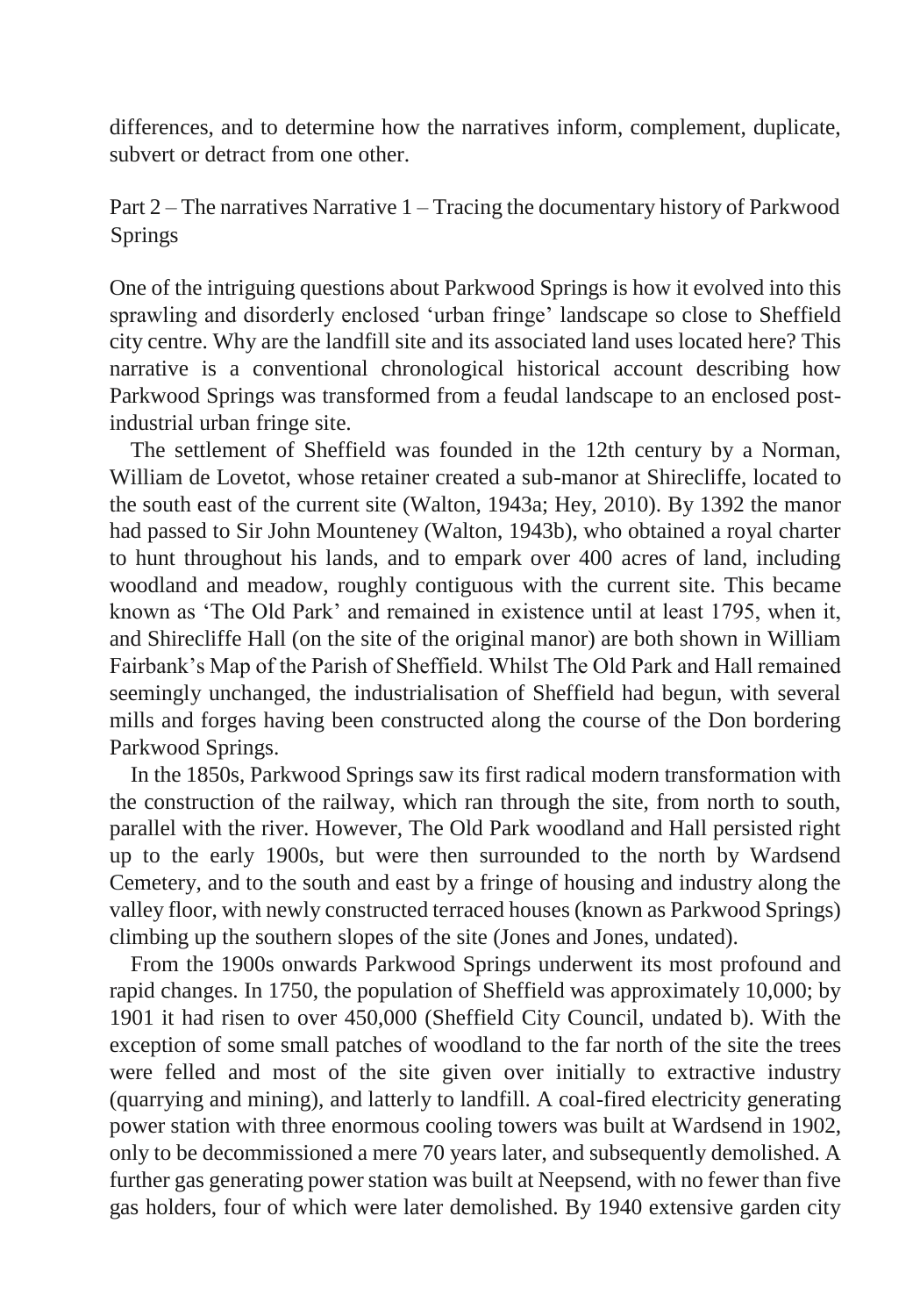differences, and to determine how the narratives inform, complement, duplicate, subvert or detract from one other.

## Part 2 – The narratives Narrative 1 – Tracing the documentary history of Parkwood Springs

One of the intriguing questions about Parkwood Springs is how it evolved into this sprawling and disorderly enclosed 'urban fringe' landscape so close to Sheffield city centre. Why are the landfill site and its associated land uses located here? This narrative is a conventional chronological historical account describing how Parkwood Springs was transformed from a feudal landscape to an enclosed post-industrial urban fringe site.

The settlement of Sheffield was founded in the 12th century by a Norman, William de Lovetot, whose retainer created a sub-manor at Shirecliffe, located to the south east of the current site (Walton, 1943a; Hey, 2010). By 1392 the manor had passed to Sir John Mounteney (Walton, 1943b), who obtained a royal charter to hunt throughout his lands, and to empark over 400 acres of land, including woodland and meadow, roughly contiguous with the current site. This became known as 'The Old Park' and remained in existence until at least 1795, when it, and Shirecliffe Hall (on the site of the original manor) are both shown in William Fairbank's Map of the Parish of Sheffield. Whilst The Old Park and Hall remained seemingly unchanged, the industrialisation of Sheffield had begun, with several mills and forges having been constructed along the course of the Don bordering Parkwood Springs.

In the 1850s, Parkwood Springs saw its first radical modern transformation with the construction of the railway, which ran through the site, from north to south, parallel with the river. However, The Old Park woodland and Hall persisted right up to the early 1900s, but were then surrounded to the north by Wardsend Cemetery, and to the south and east by a fringe of housing and industry along the valley floor, with newly constructed terraced houses (known as Parkwood Springs) climbing up the southern slopes of the site (Jones and Jones, undated).

From the 1900s onwards Parkwood Springs underwent its most profound and rapid changes. In 1750, the population of Sheffield was approximately 10,000; by 1901 it had risen to over 450,000 (Sheffield City Council, undated b). With the exception of some small patches of woodland to the far north of the site the trees were felled and most of the site given over initially to extractive industry (quarrying and mining), and latterly to landfill. A coal-fired electricity generating power station with three enormous cooling towers was built at Wardsend in 1902, only to be decommissioned a mere 70 years later, and subsequently demolished. A further gas generating power station was built at Neepsend, with no fewer than five gas holders, four of which were later demolished. By 1940 extensive garden city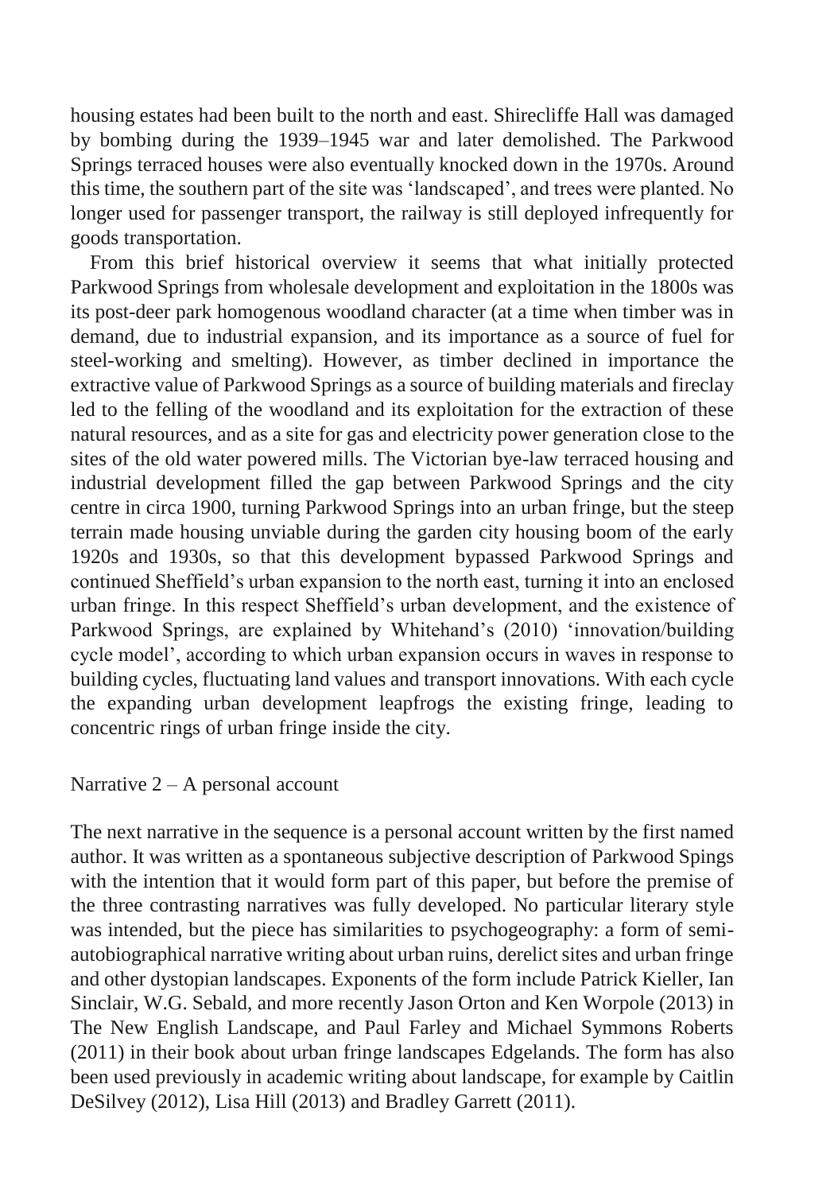housing estates had been built to the north and east. Shirecliffe Hall was damaged by bombing during the 1939–1945 war and later demolished. The Parkwood Springs terraced houses were also eventually knocked down in the 1970s. Around this time, the southern part of the site was 'landscaped', and trees were planted. No longer used for passenger transport, the railway is still deployed infrequently for goods transportation.

From this brief historical overview it seems that what initially protected Parkwood Springs from wholesale development and exploitation in the 1800s was its post-deer park homogenous woodland character (at a time when timber was in demand, due to industrial expansion, and its importance as a source of fuel for steel-working and smelting). However, as timber declined in importance the extractive value of Parkwood Springs as a source of building materials and fireclay led to the felling of the woodland and its exploitation for the extraction of these natural resources, and as a site for gas and electricity power generation close to the sites of the old water powered mills. The Victorian bye-law terraced housing and industrial development filled the gap between Parkwood Springs and the city centre in circa 1900, turning Parkwood Springs into an urban fringe, but the steep terrain made housing unviable during the garden city housing boom of the early 1920s and 1930s, so that this development bypassed Parkwood Springs and continued Sheffield's urban expansion to the north east, turning it into an enclosed urban fringe. In this respect Sheffield's urban development, and the existence of Parkwood Springs, are explained by Whitehand's (2010) 'innovation/building cycle model', according to which urban expansion occurs in waves in response to building cycles, fluctuating land values and transport innovations. With each cycle the expanding urban development leapfrogs the existing fringe, leading to concentric rings of urban fringe inside the city.

## Narrative 2 – A personal account

The next narrative in the sequence is a personal account written by the first named author. It was written as a spontaneous subjective description of Parkwood Spings with the intention that it would form part of this paper, but before the premise of the three contrasting narratives was fully developed. No particular literary style was intended, but the piece has similarities to psychogeography: a form of semi-autobiographical narrative writing about urban ruins, derelict sites and urban fringe and other dystopian landscapes. Exponents of the form include Patrick Kieller, Ian Sinclair, W.G. Sebald, and more recently Jason Orton and Ken Worpole (2013) in The New English Landscape, and Paul Farley and Michael Symmons Roberts (2011) in their book about urban fringe landscapes Edgelands. The form has also been used previously in academic writing about landscape, for example by Caitlin DeSilvey (2012), Lisa Hill (2013) and Bradley Garrett (2011).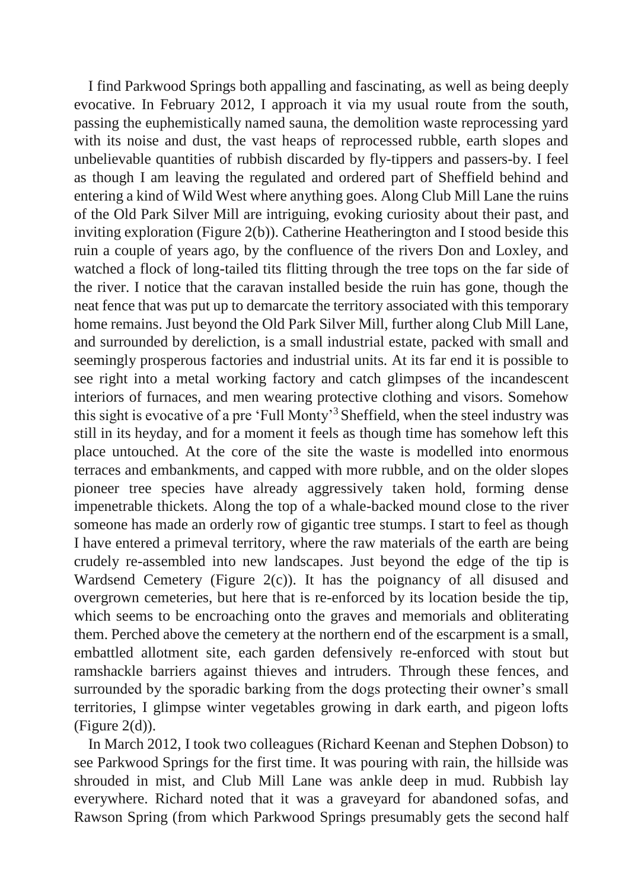I find Parkwood Springs both appalling and fascinating, as well as being deeply evocative. In February 2012, I approach it via my usual route from the south, passing the euphemistically named sauna, the demolition waste reprocessing yard with its noise and dust, the vast heaps of reprocessed rubble, earth slopes and unbelievable quantities of rubbish discarded by fly-tippers and passers-by. I feel as though I am leaving the regulated and ordered part of Sheffield behind and entering a kind of Wild West where anything goes. Along Club Mill Lane the ruins of the Old Park Silver Mill are intriguing, evoking curiosity about their past, and inviting exploration (Figure 2(b)). Catherine Heatherington and I stood beside this ruin a couple of years ago, by the confluence of the rivers Don and Loxley, and watched a flock of long-tailed tits flitting through the tree tops on the far side of the river. I notice that the caravan installed beside the ruin has gone, though the neat fence that was put up to demarcate the territory associated with this temporary home remains. Just beyond the Old Park Silver Mill, further along Club Mill Lane, and surrounded by dereliction, is a small industrial estate, packed with small and seemingly prosperous factories and industrial units. At its far end it is possible to see right into a metal working factory and catch glimpses of the incandescent interiors of furnaces, and men wearing protective clothing and visors. Somehow this sight is evocative of a pre 'Full Monty'[3] Sheffield, when the steel industry was still in its heyday, and for a moment it feels as though time has somehow left this place untouched. At the core of the site the waste is modelled into enormous terraces and embankments, and capped with more rubble, and on the older slopes pioneer tree species have already aggressively taken hold, forming dense impenetrable thickets. Along the top of a whale-backed mound close to the river someone has made an orderly row of gigantic tree stumps. I start to feel as though I have entered a primeval territory, where the raw materials of the earth are being crudely re-assembled into new landscapes. Just beyond the edge of the tip is Wardsend Cemetery (Figure 2(c)). It has the poignancy of all disused and overgrown cemeteries, but here that is re-enforced by its location beside the tip, which seems to be encroaching onto the graves and memorials and obliterating them. Perched above the cemetery at the northern end of the escarpment is a small, embattled allotment site, each garden defensively re-enforced with stout but ramshackle barriers against thieves and intruders. Through these fences, and surrounded by the sporadic barking from the dogs protecting their owner's small territories, I glimpse winter vegetables growing in dark earth, and pigeon lofts (Figure 2(d)).

In March 2012, I took two colleagues (Richard Keenan and Stephen Dobson) to see Parkwood Springs for the first time. It was pouring with rain, the hillside was shrouded in mist, and Club Mill Lane was ankle deep in mud. Rubbish lay everywhere. Richard noted that it was a graveyard for abandoned sofas, and Rawson Spring (from which Parkwood Springs presumably gets the second half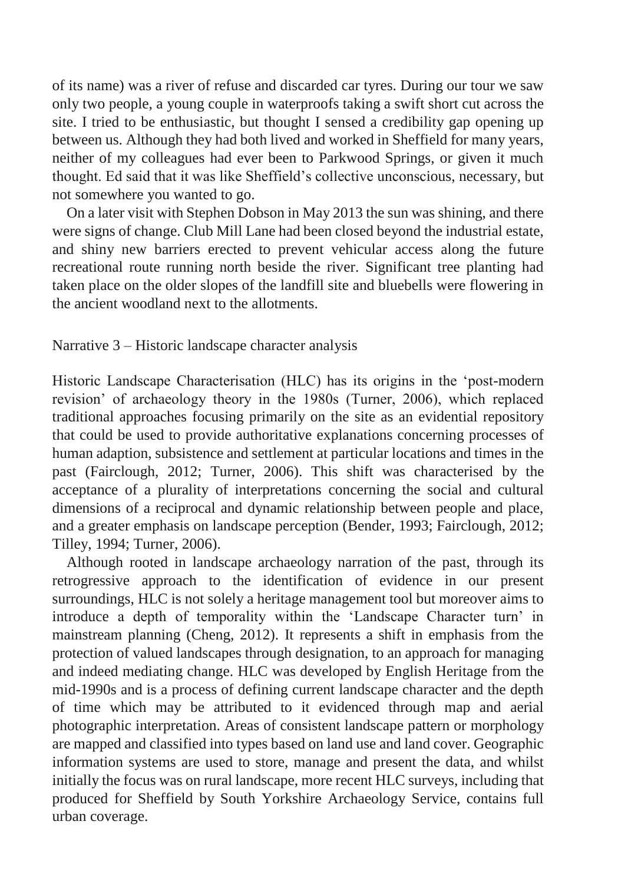of its name) was a river of refuse and discarded car tyres. During our tour we saw only two people, a young couple in waterproofs taking a swift short cut across the site. I tried to be enthusiastic, but thought I sensed a credibility gap opening up between us. Although they had both lived and worked in Sheffield for many years, neither of my colleagues had ever been to Parkwood Springs, or given it much thought. Ed said that it was like Sheffield's collective unconscious, necessary, but not somewhere you wanted to go.

On a later visit with Stephen Dobson in May 2013 the sun was shining, and there were signs of change. Club Mill Lane had been closed beyond the industrial estate, and shiny new barriers erected to prevent vehicular access along the future recreational route running north beside the river. Significant tree planting had taken place on the older slopes of the landfill site and bluebells were flowering in the ancient woodland next to the allotments.

## Narrative 3 – Historic landscape character analysis

Historic Landscape Characterisation (HLC) has its origins in the 'post-modern revision' of archaeology theory in the 1980s (Turner, 2006), which replaced traditional approaches focusing primarily on the site as an evidential repository that could be used to provide authoritative explanations concerning processes of human adaption, subsistence and settlement at particular locations and times in the past (Fairclough, 2012; Turner, 2006). This shift was characterised by the acceptance of a plurality of interpretations concerning the social and cultural dimensions of a reciprocal and dynamic relationship between people and place, and a greater emphasis on landscape perception (Bender, 1993; Fairclough, 2012; Tilley, 1994; Turner, 2006).

Although rooted in landscape archaeology narration of the past, through its retrogressive approach to the identification of evidence in our present surroundings, HLC is not solely a heritage management tool but moreover aims to introduce a depth of temporality within the 'Landscape Character turn' in mainstream planning (Cheng, 2012). It represents a shift in emphasis from the protection of valued landscapes through designation, to an approach for managing and indeed mediating change. HLC was developed by English Heritage from the mid-1990s and is a process of defining current landscape character and the depth of time which may be attributed to it evidenced through map and aerial photographic interpretation. Areas of consistent landscape pattern or morphology are mapped and classified into types based on land use and land cover. Geographic information systems are used to store, manage and present the data, and whilst initially the focus was on rural landscape, more recent HLC surveys, including that produced for Sheffield by South Yorkshire Archaeology Service, contains full urban coverage.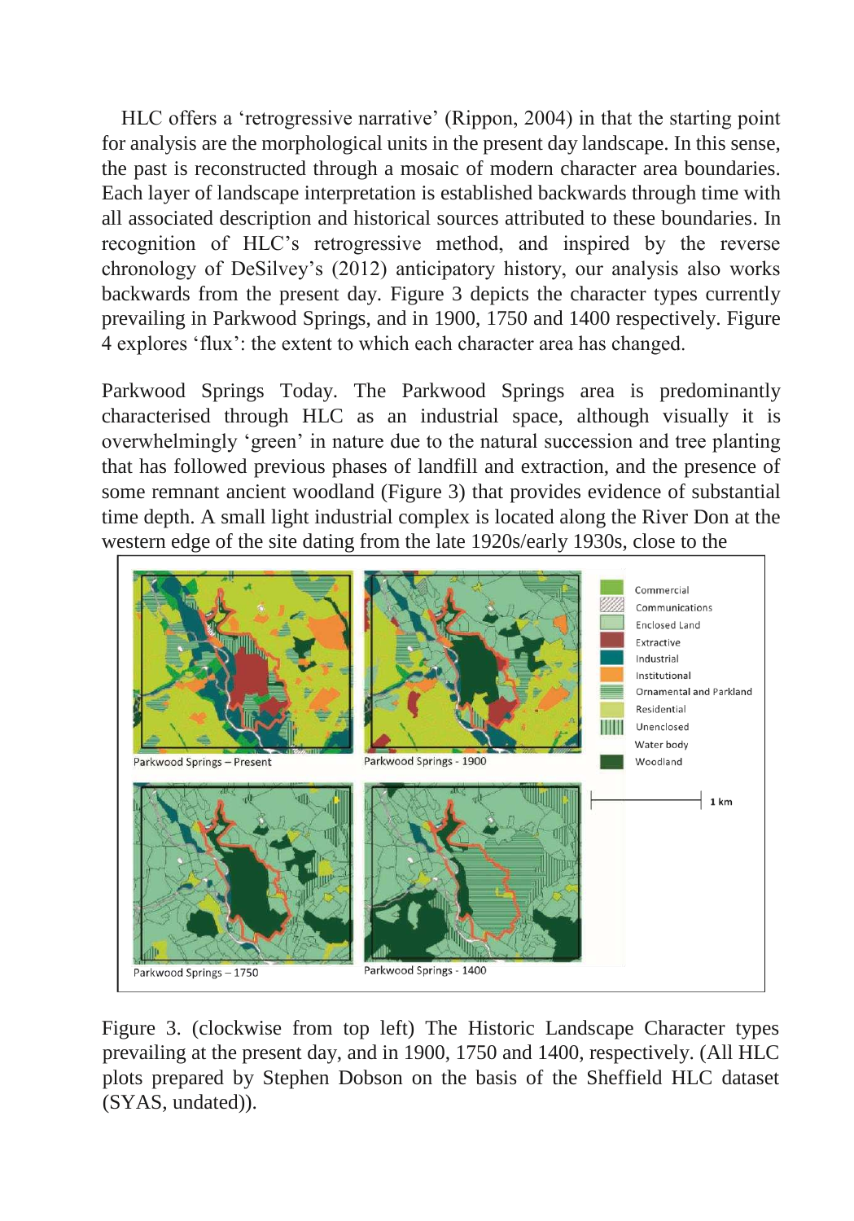HLC offers a 'retrogressive narrative' (Rippon, 2004) in that the starting point for analysis are the morphological units in the present day landscape. In this sense, the past is reconstructed through a mosaic of modern character area boundaries. Each layer of landscape interpretation is established backwards through time with all associated description and historical sources attributed to these boundaries. In recognition of HLC's retrogressive method, and inspired by the reverse chronology of DeSilvey's (2012) anticipatory history, our analysis also works backwards from the present day. Figure 3 depicts the character types currently prevailing in Parkwood Springs, and in 1900, 1750 and 1400 respectively. Figure 4 explores 'flux': the extent to which each character area has changed.

Parkwood Springs Today. The Parkwood Springs area is predominantly characterised through HLC as an industrial space, although visually it is overwhelmingly 'green' in nature due to the natural succession and tree planting that has followed previous phases of landfill and extraction, and the presence of some remnant ancient woodland (Figure 3) that provides evidence of substantial time depth. A small light industrial complex is located along the River Don at the western edge of the site dating from the late 1920s/early 1930s, close to the

Figure 3. (clockwise from top left) The Historic Landscape Character types prevailing at the present day, and in 1900, 1750 and 1400, respectively. (All HLC plots prepared by Stephen Dobson on the basis of the Sheffield HLC dataset (SYAS, undated)).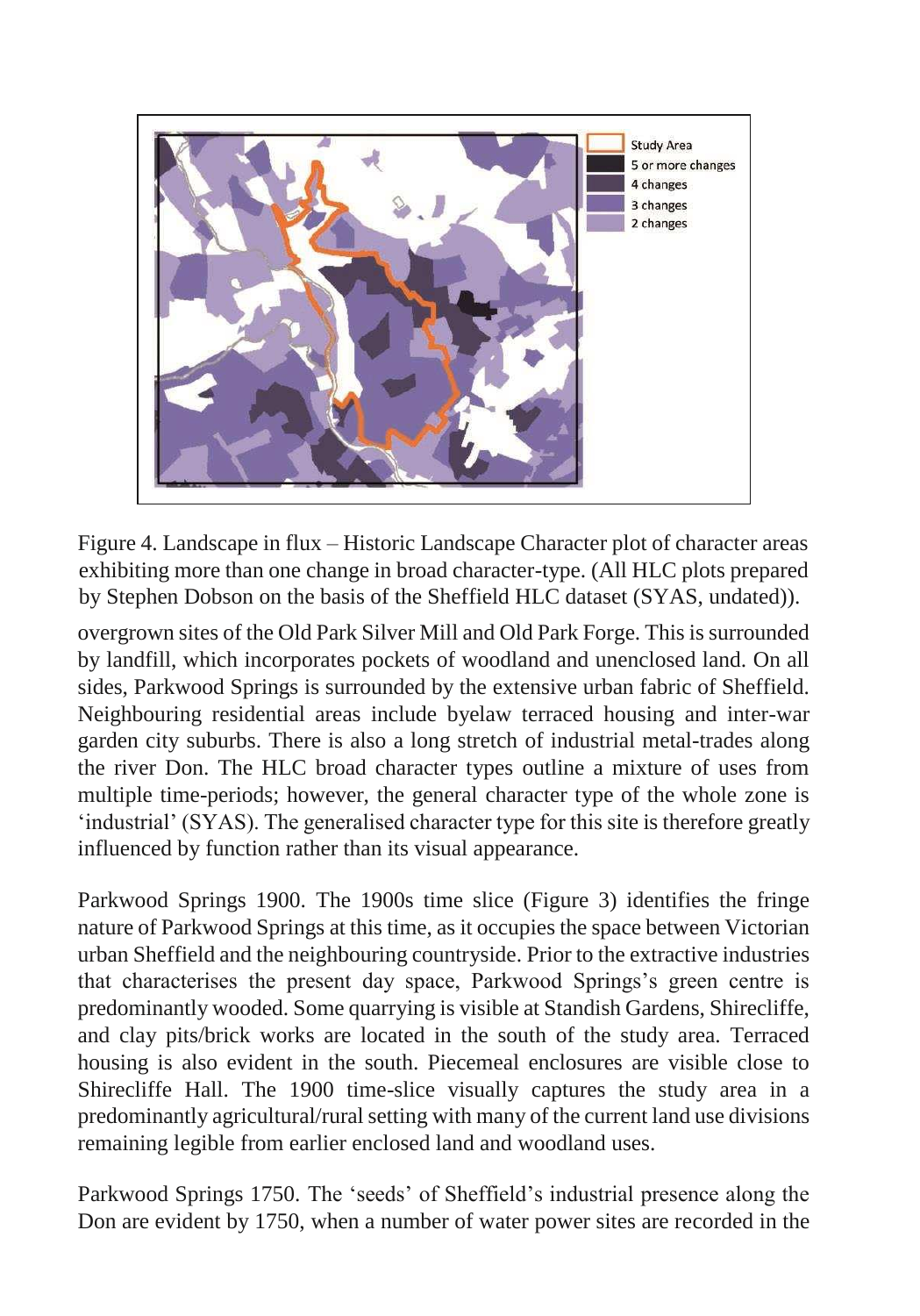Figure 4. Landscape in flux – Historic Landscape Character plot of character areas exhibiting more than one change in broad character-type. (All HLC plots prepared by Stephen Dobson on the basis of the Sheffield HLC dataset (SYAS, undated)).

overgrown sites of the Old Park Silver Mill and Old Park Forge. This is surrounded by landfill, which incorporates pockets of woodland and unenclosed land. On all sides, Parkwood Springs is surrounded by the extensive urban fabric of Sheffield. Neighbouring residential areas include byelaw terraced housing and inter-war garden city suburbs. There is also a long stretch of industrial metal-trades along the river Don. The HLC broad character types outline a mixture of uses from multiple time-periods; however, the general character type of the whole zone is 'industrial' (SYAS). The generalised character type for this site is therefore greatly influenced by function rather than its visual appearance.

Parkwood Springs 1900. The 1900s time slice (Figure 3) identifies the fringe nature of Parkwood Springs at this time, as it occupies the space between Victorian urban Sheffield and the neighbouring countryside. Prior to the extractive industries that characterises the present day space, Parkwood Springs's green centre is predominantly wooded. Some quarrying is visible at Standish Gardens, Shirecliffe, and clay pits/brick works are located in the south of the study area. Terraced housing is also evident in the south. Piecemeal enclosures are visible close to Shirecliffe Hall. The 1900 time-slice visually captures the study area in a predominantly agricultural/rural setting with many of the current land use divisions remaining legible from earlier enclosed land and woodland uses.

Parkwood Springs 1750. The 'seeds' of Sheffield's industrial presence along the Don are evident by 1750, when a number of water power sites are recorded in the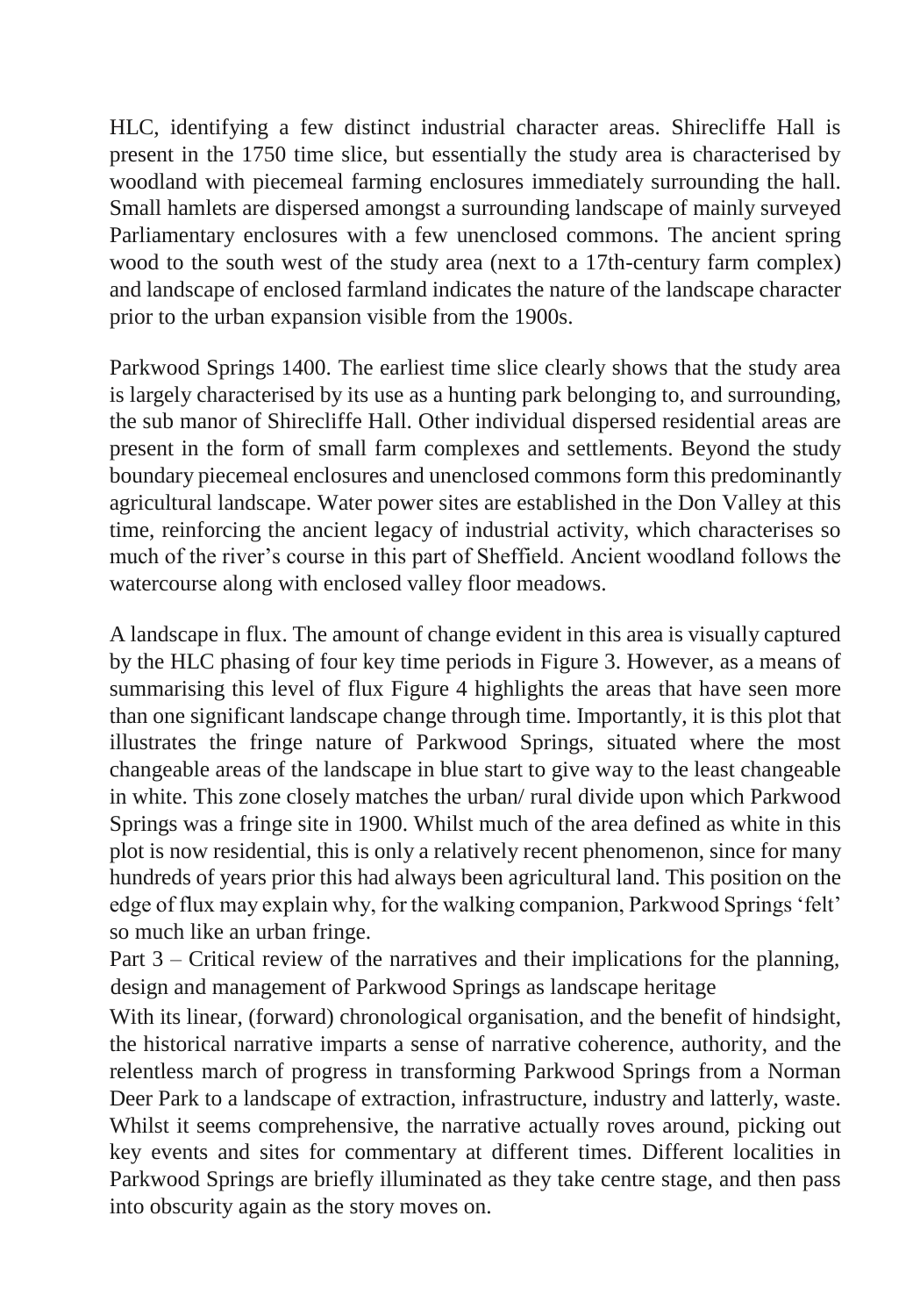HLC, identifying a few distinct industrial character areas. Shirecliffe Hall is present in the 1750 time slice, but essentially the study area is characterised by woodland with piecemeal farming enclosures immediately surrounding the hall. Small hamlets are dispersed amongst a surrounding landscape of mainly surveyed Parliamentary enclosures with a few unenclosed commons. The ancient spring wood to the south west of the study area (next to a 17th-century farm complex) and landscape of enclosed farmland indicates the nature of the landscape character prior to the urban expansion visible from the 1900s.

Parkwood Springs 1400. The earliest time slice clearly shows that the study area is largely characterised by its use as a hunting park belonging to, and surrounding, the sub manor of Shirecliffe Hall. Other individual dispersed residential areas are present in the form of small farm complexes and settlements. Beyond the study boundary piecemeal enclosures and unenclosed commons form this predominantly agricultural landscape. Water power sites are established in the Don Valley at this time, reinforcing the ancient legacy of industrial activity, which characterises so much of the river's course in this part of Sheffield. Ancient woodland follows the watercourse along with enclosed valley floor meadows.

A landscape in flux. The amount of change evident in this area is visually captured by the HLC phasing of four key time periods in Figure 3. However, as a means of summarising this level of flux Figure 4 highlights the areas that have seen more than one significant landscape change through time. Importantly, it is this plot that illustrates the fringe nature of Parkwood Springs, situated where the most changeable areas of the landscape in blue start to give way to the least changeable in white. This zone closely matches the urban/ rural divide upon which Parkwood Springs was a fringe site in 1900. Whilst much of the area defined as white in this plot is now residential, this is only a relatively recent phenomenon, since for many hundreds of years prior this had always been agricultural land. This position on the edge of flux may explain why, for the walking companion, Parkwood Springs 'felt' so much like an urban fringe.

## Part 3 – Critical review of the narratives and their implications for the planning, design and management of Parkwood Springs as landscape heritage

With its linear, (forward) chronological organisation, and the benefit of hindsight, the historical narrative imparts a sense of narrative coherence, authority, and the relentless march of progress in transforming Parkwood Springs from a Norman Deer Park to a landscape of extraction, infrastructure, industry and latterly, waste. Whilst it seems comprehensive, the narrative actually roves around, picking out key events and sites for commentary at different times. Different localities in Parkwood Springs are briefly illuminated as they take centre stage, and then pass into obscurity again as the story moves on.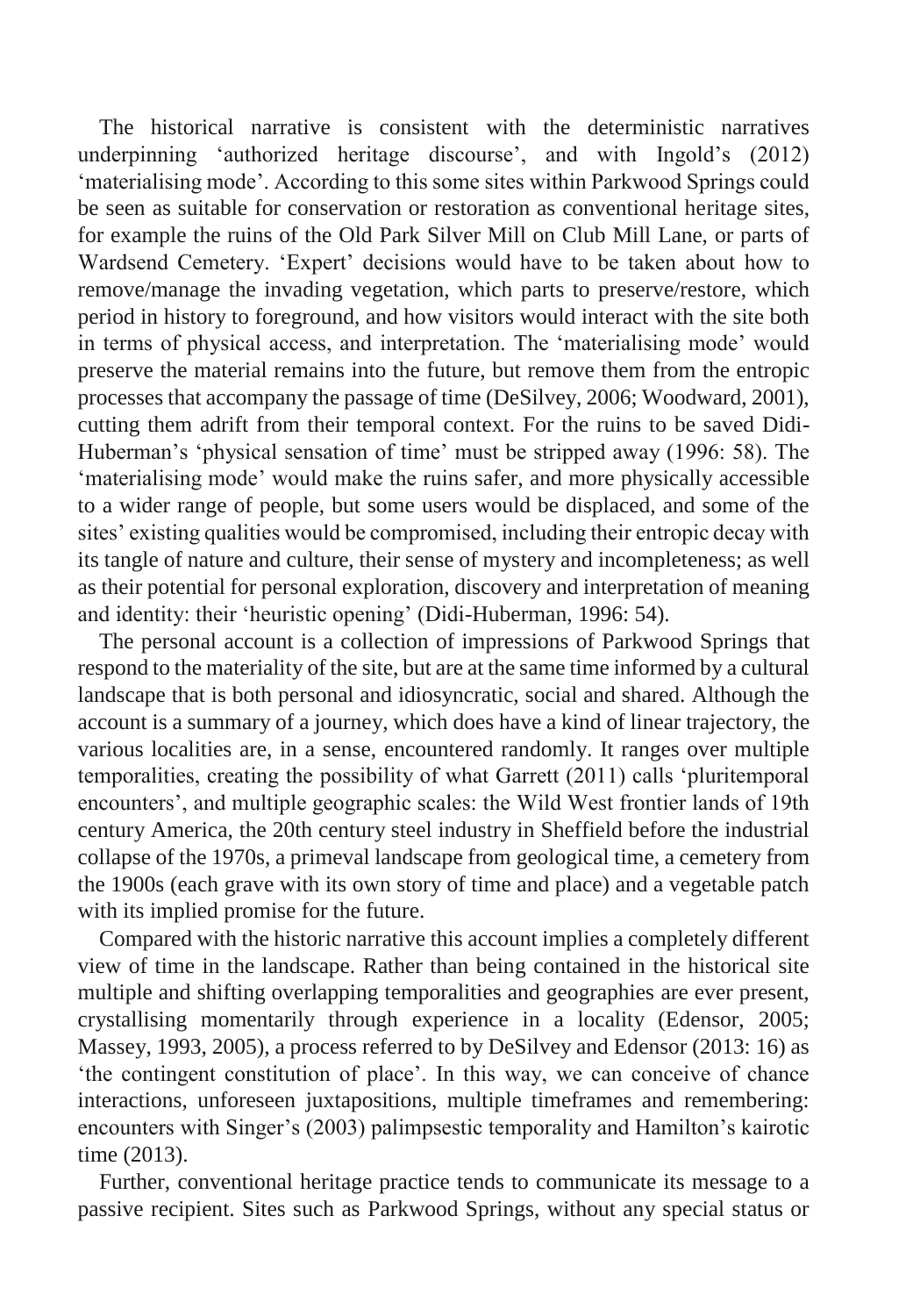The historical narrative is consistent with the deterministic narratives underpinning 'authorized heritage discourse', and with Ingold's (2012) 'materialising mode'. According to this some sites within Parkwood Springs could be seen as suitable for conservation or restoration as conventional heritage sites, for example the ruins of the Old Park Silver Mill on Club Mill Lane, or parts of Wardsend Cemetery. 'Expert' decisions would have to be taken about how to remove/manage the invading vegetation, which parts to preserve/restore, which period in history to foreground, and how visitors would interact with the site both in terms of physical access, and interpretation. The 'materialising mode' would preserve the material remains into the future, but remove them from the entropic processes that accompany the passage of time (DeSilvey, 2006; Woodward, 2001), cutting them adrift from their temporal context. For the ruins to be saved Didi-Huberman's 'physical sensation of time' must be stripped away (1996: 58). The 'materialising mode' would make the ruins safer, and more physically accessible to a wider range of people, but some users would be displaced, and some of the sites' existing qualities would be compromised, including their entropic decay with its tangle of nature and culture, their sense of mystery and incompleteness; as well as their potential for personal exploration, discovery and interpretation of meaning and identity: their 'heuristic opening' (Didi-Huberman, 1996: 54).

The personal account is a collection of impressions of Parkwood Springs that respond to the materiality of the site, but are at the same time informed by a cultural landscape that is both personal and idiosyncratic, social and shared. Although the account is a summary of a journey, which does have a kind of linear trajectory, the various localities are, in a sense, encountered randomly. It ranges over multiple temporalities, creating the possibility of what Garrett (2011) calls 'pluritemporal encounters', and multiple geographic scales: the Wild West frontier lands of 19th century America, the 20th century steel industry in Sheffield before the industrial collapse of the 1970s, a primeval landscape from geological time, a cemetery from the 1900s (each grave with its own story of time and place) and a vegetable patch with its implied promise for the future.

Compared with the historic narrative this account implies a completely different view of time in the landscape. Rather than being contained in the historical site multiple and shifting overlapping temporalities and geographies are ever present, crystallising momentarily through experience in a locality (Edensor, 2005; Massey, 1993, 2005), a process referred to by DeSilvey and Edensor (2013: 16) as 'the contingent constitution of place'. In this way, we can conceive of chance interactions, unforeseen juxtapositions, multiple timeframes and remembering: encounters with Singer's (2003) palimpsestic temporality and Hamilton's kairotic time (2013).

Further, conventional heritage practice tends to communicate its message to a passive recipient. Sites such as Parkwood Springs, without any special status or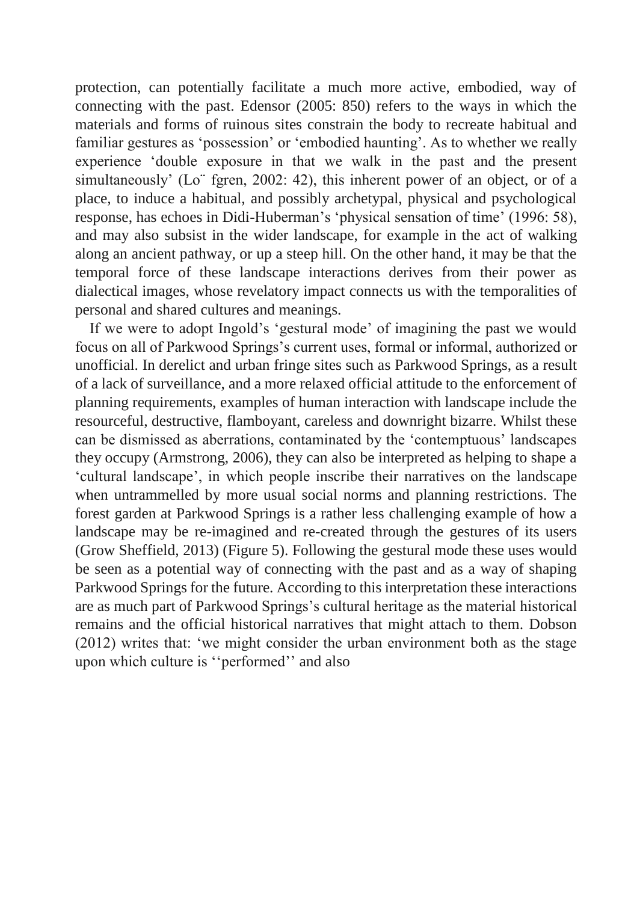protection, can potentially facilitate a much more active, embodied, way of connecting with the past. Edensor (2005: 850) refers to the ways in which the materials and forms of ruinous sites constrain the body to recreate habitual and familiar gestures as 'possession' or 'embodied haunting'. As to whether we really experience 'double exposure in that we walk in the past and the present simultaneously' (Lo¨ fgren, 2002: 42), this inherent power of an object, or of a place, to induce a habitual, and possibly archetypal, physical and psychological response, has echoes in Didi-Huberman's 'physical sensation of time' (1996: 58), and may also subsist in the wider landscape, for example in the act of walking along an ancient pathway, or up a steep hill. On the other hand, it may be that the temporal force of these landscape interactions derives from their power as dialectical images, whose revelatory impact connects us with the temporalities of personal and shared cultures and meanings.

If we were to adopt Ingold's 'gestural mode' of imagining the past we would focus on all of Parkwood Springs's current uses, formal or informal, authorized or unofficial. In derelict and urban fringe sites such as Parkwood Springs, as a result of a lack of surveillance, and a more relaxed official attitude to the enforcement of planning requirements, examples of human interaction with landscape include the resourceful, destructive, flamboyant, careless and downright bizarre. Whilst these can be dismissed as aberrations, contaminated by the 'contemptuous' landscapes they occupy (Armstrong, 2006), they can also be interpreted as helping to shape a 'cultural landscape', in which people inscribe their narratives on the landscape when untrammelled by more usual social norms and planning restrictions. The forest garden at Parkwood Springs is a rather less challenging example of how a landscape may be re-imagined and re-created through the gestures of its users (Grow Sheffield, 2013) (Figure 5). Following the gestural mode these uses would be seen as a potential way of connecting with the past and as a way of shaping Parkwood Springs for the future. According to this interpretation these interactions are as much part of Parkwood Springs's cultural heritage as the material historical remains and the official historical narratives that might attach to them. Dobson (2012) writes that: 'we might consider the urban environment both as the stage upon which culture is ''performed'' and also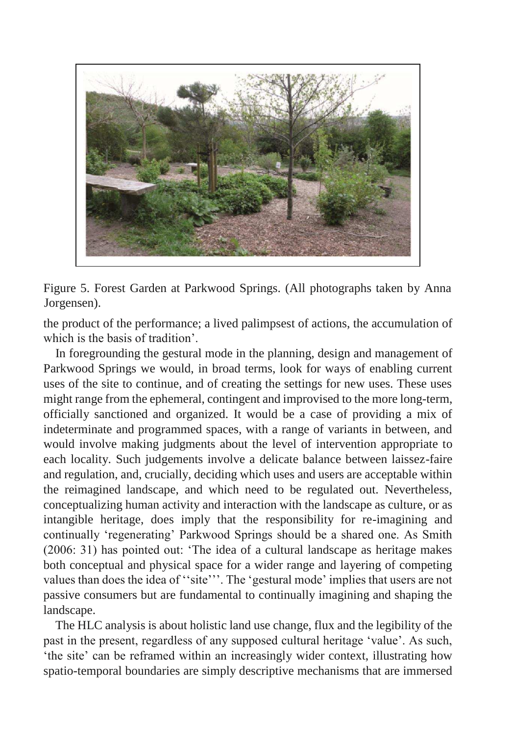Figure 5. Forest Garden at Parkwood Springs. (All photographs taken by Anna Jorgensen).

the product of the performance; a lived palimpsest of actions, the accumulation of which is the basis of tradition'.

In foregrounding the gestural mode in the planning, design and management of Parkwood Springs we would, in broad terms, look for ways of enabling current uses of the site to continue, and of creating the settings for new uses. These uses might range from the ephemeral, contingent and improvised to the more long-term, officially sanctioned and organized. It would be a case of providing a mix of indeterminate and programmed spaces, with a range of variants in between, and would involve making judgments about the level of intervention appropriate to each locality. Such judgements involve a delicate balance between laissez-faire and regulation, and, crucially, deciding which uses and users are acceptable within the reimagined landscape, and which need to be regulated out. Nevertheless, conceptualizing human activity and interaction with the landscape as culture, or as intangible heritage, does imply that the responsibility for re-imagining and continually 'regenerating' Parkwood Springs should be a shared one. As Smith (2006: 31) has pointed out: 'The idea of a cultural landscape as heritage makes both conceptual and physical space for a wider range and layering of competing values than does the idea of ''site'''. The 'gestural mode' implies that users are not passive consumers but are fundamental to continually imagining and shaping the landscape.

The HLC analysis is about holistic land use change, flux and the legibility of the past in the present, regardless of any supposed cultural heritage 'value'. As such, 'the site' can be reframed within an increasingly wider context, illustrating how spatio-temporal boundaries are simply descriptive mechanisms that are immersed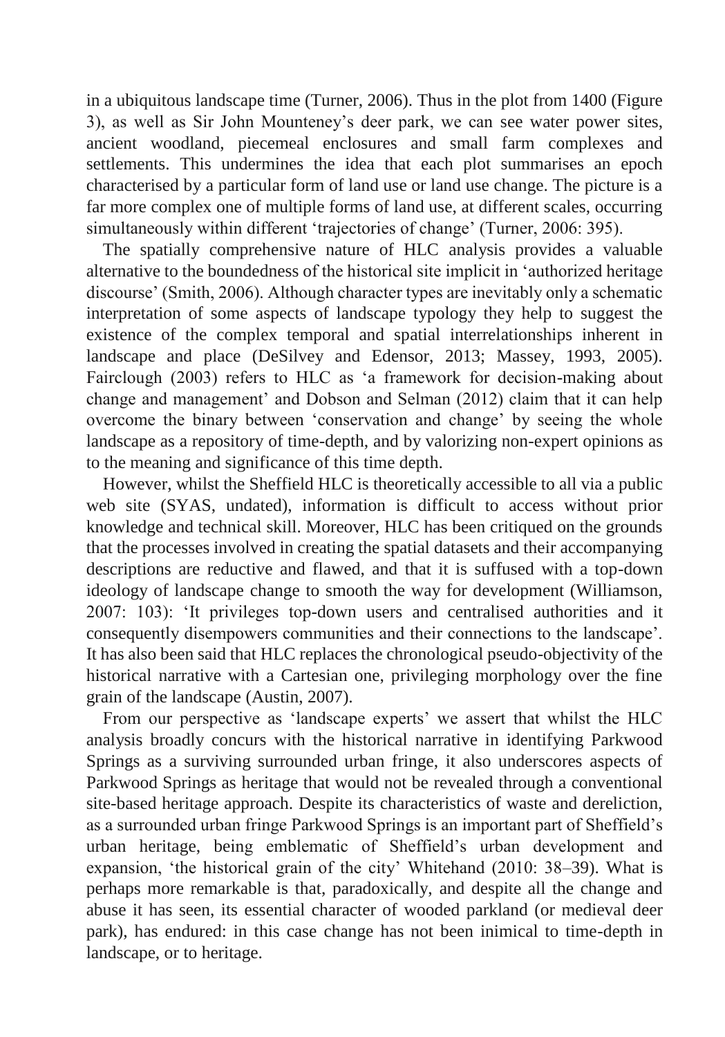in a ubiquitous landscape time (Turner, 2006). Thus in the plot from 1400 (Figure 3), as well as Sir John Mounteney's deer park, we can see water power sites, ancient woodland, piecemeal enclosures and small farm complexes and settlements. This undermines the idea that each plot summarises an epoch characterised by a particular form of land use or land use change. The picture is a far more complex one of multiple forms of land use, at different scales, occurring simultaneously within different 'trajectories of change' (Turner, 2006: 395).

The spatially comprehensive nature of HLC analysis provides a valuable alternative to the boundedness of the historical site implicit in 'authorized heritage discourse' (Smith, 2006). Although character types are inevitably only a schematic interpretation of some aspects of landscape typology they help to suggest the existence of the complex temporal and spatial interrelationships inherent in landscape and place (DeSilvey and Edensor, 2013; Massey, 1993, 2005). Fairclough (2003) refers to HLC as 'a framework for decision-making about change and management' and Dobson and Selman (2012) claim that it can help overcome the binary between 'conservation and change' by seeing the whole landscape as a repository of time-depth, and by valorizing non-expert opinions as to the meaning and significance of this time depth.

However, whilst the Sheffield HLC is theoretically accessible to all via a public web site (SYAS, undated), information is difficult to access without prior knowledge and technical skill. Moreover, HLC has been critiqued on the grounds that the processes involved in creating the spatial datasets and their accompanying descriptions are reductive and flawed, and that it is suffused with a top-down ideology of landscape change to smooth the way for development (Williamson, 2007: 103): 'It privileges top-down users and centralised authorities and it consequently disempowers communities and their connections to the landscape'. It has also been said that HLC replaces the chronological pseudo-objectivity of the historical narrative with a Cartesian one, privileging morphology over the fine grain of the landscape (Austin, 2007).

From our perspective as 'landscape experts' we assert that whilst the HLC analysis broadly concurs with the historical narrative in identifying Parkwood Springs as a surviving surrounded urban fringe, it also underscores aspects of Parkwood Springs as heritage that would not be revealed through a conventional site-based heritage approach. Despite its characteristics of waste and dereliction, as a surrounded urban fringe Parkwood Springs is an important part of Sheffield's urban heritage, being emblematic of Sheffield's urban development and expansion, 'the historical grain of the city' Whitehand (2010: 38–39). What is perhaps more remarkable is that, paradoxically, and despite all the change and abuse it has seen, its essential character of wooded parkland (or medieval deer park), has endured: in this case change has not been inimical to time-depth in landscape, or to heritage.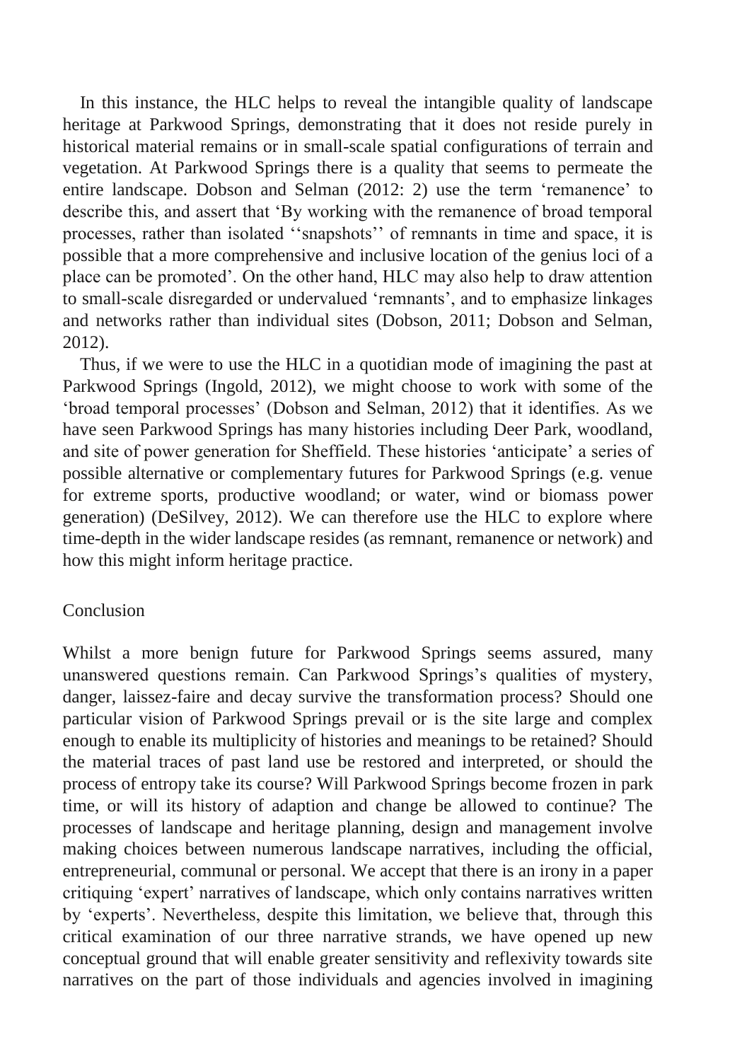In this instance, the HLC helps to reveal the intangible quality of landscape heritage at Parkwood Springs, demonstrating that it does not reside purely in historical material remains or in small-scale spatial configurations of terrain and vegetation. At Parkwood Springs there is a quality that seems to permeate the entire landscape. Dobson and Selman (2012: 2) use the term 'remanence' to describe this, and assert that 'By working with the remanence of broad temporal processes, rather than isolated ''snapshots'' of remnants in time and space, it is possible that a more comprehensive and inclusive location of the genius loci of a place can be promoted'. On the other hand, HLC may also help to draw attention to small-scale disregarded or undervalued 'remnants', and to emphasize linkages and networks rather than individual sites (Dobson, 2011; Dobson and Selman, 2012).

Thus, if we were to use the HLC in a quotidian mode of imagining the past at Parkwood Springs (Ingold, 2012), we might choose to work with some of the 'broad temporal processes' (Dobson and Selman, 2012) that it identifies. As we have seen Parkwood Springs has many histories including Deer Park, woodland, and site of power generation for Sheffield. These histories 'anticipate' a series of possible alternative or complementary futures for Parkwood Springs (e.g. venue for extreme sports, productive woodland; or water, wind or biomass power generation) (DeSilvey, 2012). We can therefore use the HLC to explore where time-depth in the wider landscape resides (as remnant, remanence or network) and how this might inform heritage practice.

## Conclusion

Whilst a more benign future for Parkwood Springs seems assured, many unanswered questions remain. Can Parkwood Springs's qualities of mystery, danger, laissez-faire and decay survive the transformation process? Should one particular vision of Parkwood Springs prevail or is the site large and complex enough to enable its multiplicity of histories and meanings to be retained? Should the material traces of past land use be restored and interpreted, or should the process of entropy take its course? Will Parkwood Springs become frozen in park time, or will its history of adaption and change be allowed to continue? The processes of landscape and heritage planning, design and management involve making choices between numerous landscape narratives, including the official, entrepreneurial, communal or personal. We accept that there is an irony in a paper critiquing 'expert' narratives of landscape, which only contains narratives written by 'experts'. Nevertheless, despite this limitation, we believe that, through this critical examination of our three narrative strands, we have opened up new conceptual ground that will enable greater sensitivity and reflexivity towards site narratives on the part of those individuals and agencies involved in imagining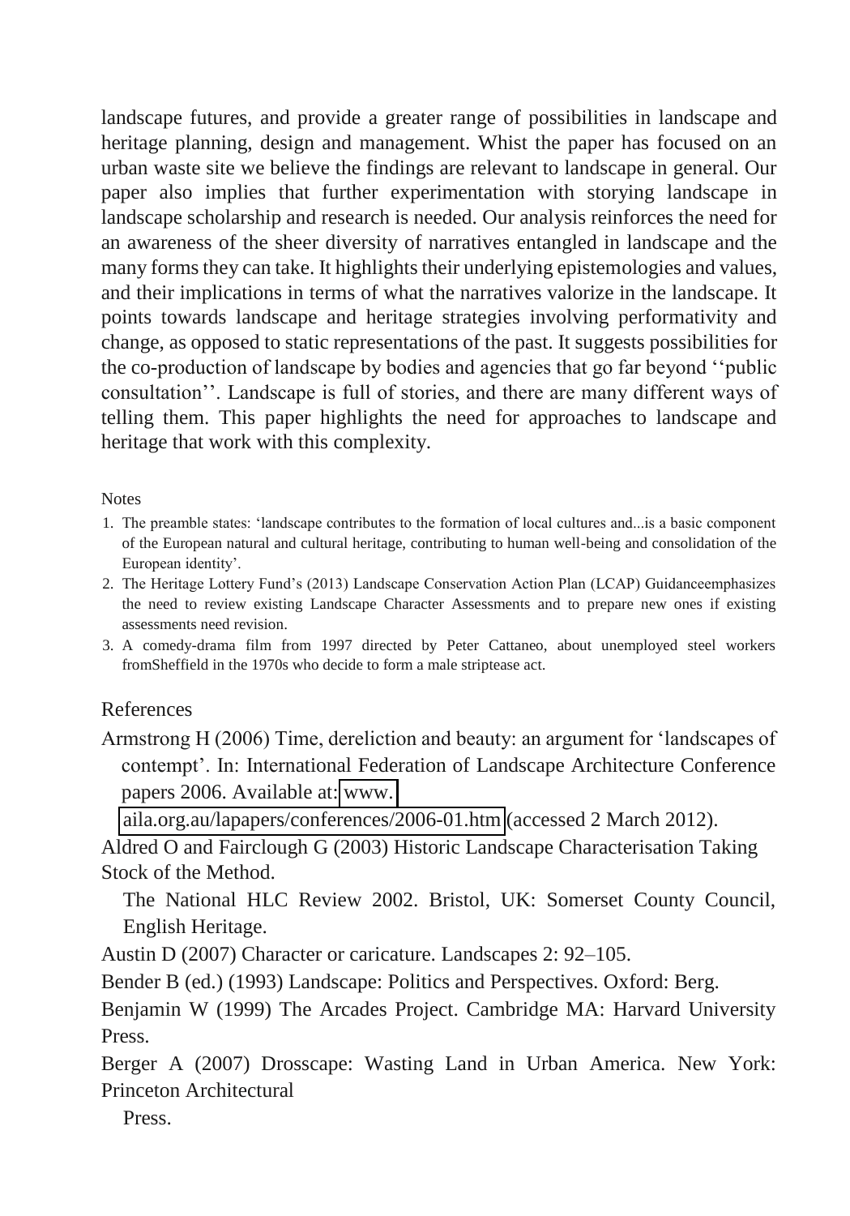landscape futures, and provide a greater range of possibilities in landscape and heritage planning, design and management. Whist the paper has focused on an urban waste site we believe the findings are relevant to landscape in general. Our paper also implies that further experimentation with storying landscape in landscape scholarship and research is needed. Our analysis reinforces the need for an awareness of the sheer diversity of narratives entangled in landscape and the many forms they can take. It highlights their underlying epistemologies and values, and their implications in terms of what the narratives valorize in the landscape. It points towards landscape and heritage strategies involving performativity and change, as opposed to static representations of the past. It suggests possibilities for the co-production of landscape by bodies and agencies that go far beyond ''public consultation''. Landscape is full of stories, and there are many different ways of telling them. This paper highlights the need for approaches to landscape and heritage that work with this complexity.

Notes

1. The preamble states: 'landscape contributes to the formation of local cultures and...is a basic component of the European natural and cultural heritage, contributing to human well-being and consolidation of the European identity'.
2. The Heritage Lottery Fund's (2013) Landscape Conservation Action Plan (LCAP) Guidanceemphasizes the need to review existing Landscape Character Assessments and to prepare new ones if existing assessments need revision.
3. A comedy-drama film from 1997 directed by Peter Cattaneo, about unemployed steel workers fromSheffield in the 1970s who decide to form a male striptease act.

## References

Armstrong H (2006) Time, dereliction and beauty: an argument for 'landscapes of contempt'. In: International Federation of Landscape Architecture Conference papers 2006. Available at: www.aila.org.au/lapapers/conferences/2006-01.htm (accessed 2 March 2012).

Aldred O and Fairclough G (2003) Historic Landscape Characterisation Taking Stock of the Method. The National HLC Review 2002. Bristol, UK: Somerset County Council, English Heritage.

Austin D (2007) Character or caricature. Landscapes 2: 92–105.

Bender B (ed.) (1993) Landscape: Politics and Perspectives. Oxford: Berg.

Benjamin W (1999) The Arcades Project. Cambridge MA: Harvard University Press.

Berger A (2007) Drosscape: Wasting Land in Urban America. New York: Princeton Architectural Press.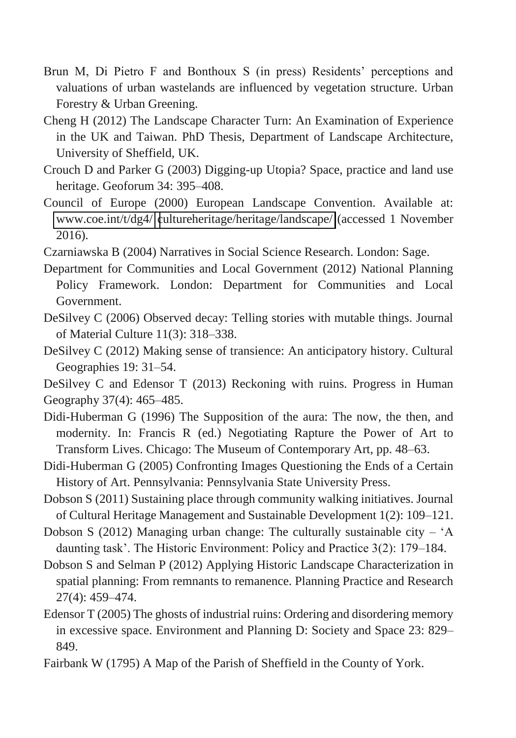Brun M, Di Pietro F and Bonthoux S (in press) Residents' perceptions and valuations of urban wastelands are influenced by vegetation structure. Urban Forestry & Urban Greening.

Cheng H (2012) The Landscape Character Turn: An Examination of Experience in the UK and Taiwan. PhD Thesis, Department of Landscape Architecture, University of Sheffield, UK.

Crouch D and Parker G (2003) Digging-up Utopia? Space, practice and land use heritage. Geoforum 34: 395–408.

Council of Europe (2000) European Landscape Convention. Available at: www.coe.int/t/dg4/ cultureheritage/heritage/landscape/ (accessed 1 November 2016).

Czarniawska B (2004) Narratives in Social Science Research. London: Sage.

Department for Communities and Local Government (2012) National Planning Policy Framework. London: Department for Communities and Local Government.

DeSilvey C (2006) Observed decay: Telling stories with mutable things. Journal of Material Culture 11(3): 318–338.

DeSilvey C (2012) Making sense of transience: An anticipatory history. Cultural Geographies 19: 31–54.

DeSilvey C and Edensor T (2013) Reckoning with ruins. Progress in Human Geography 37(4): 465–485.

Didi-Huberman G (1996) The Supposition of the aura: The now, the then, and modernity. In: Francis R (ed.) Negotiating Rapture the Power of Art to Transform Lives. Chicago: The Museum of Contemporary Art, pp. 48–63.

Didi-Huberman G (2005) Confronting Images Questioning the Ends of a Certain History of Art. Pennsylvania: Pennsylvania State University Press.

Dobson S (2011) Sustaining place through community walking initiatives. Journal of Cultural Heritage Management and Sustainable Development 1(2): 109–121.

Dobson S (2012) Managing urban change: The culturally sustainable city – 'A daunting task'. The Historic Environment: Policy and Practice 3(2): 179–184.

Dobson S and Selman P (2012) Applying Historic Landscape Characterization in spatial planning: From remnants to remanence. Planning Practice and Research 27(4): 459–474.

Edensor T (2005) The ghosts of industrial ruins: Ordering and disordering memory in excessive space. Environment and Planning D: Society and Space 23: 829–849.

Fairbank W (1795) A Map of the Parish of Sheffield in the County of York.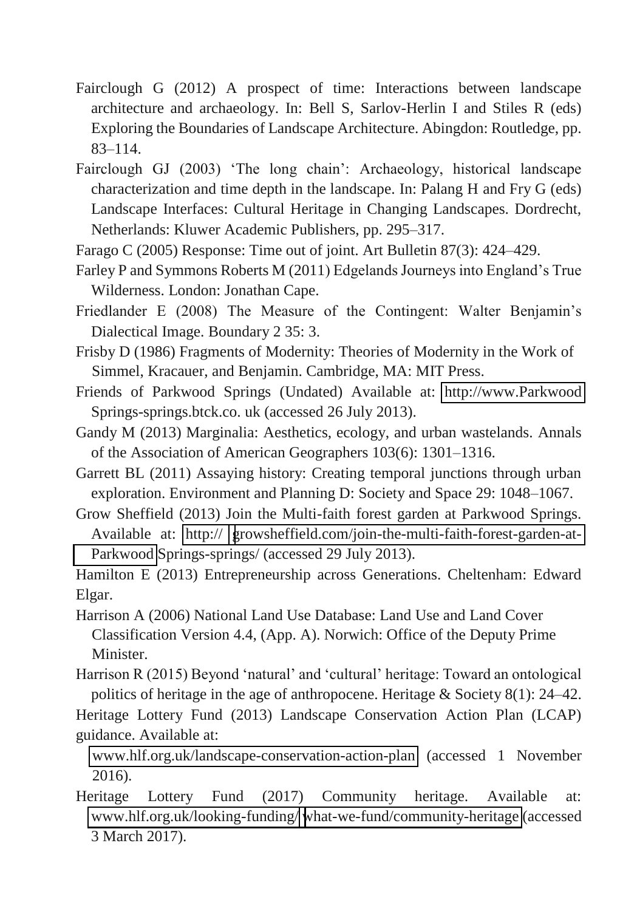Fairclough G (2012) A prospect of time: Interactions between landscape architecture and archaeology. In: Bell S, Sarlov-Herlin I and Stiles R (eds) Exploring the Boundaries of Landscape Architecture. Abingdon: Routledge, pp. 83–114.

Fairclough GJ (2003) 'The long chain': Archaeology, historical landscape characterization and time depth in the landscape. In: Palang H and Fry G (eds) Landscape Interfaces: Cultural Heritage in Changing Landscapes. Dordrecht, Netherlands: Kluwer Academic Publishers, pp. 295–317.

Farago C (2005) Response: Time out of joint. Art Bulletin 87(3): 424–429.

Farley P and Symmons Roberts M (2011) Edgelands Journeys into England's True Wilderness. London: Jonathan Cape.

Friedlander E (2008) The Measure of the Contingent: Walter Benjamin's Dialectical Image. Boundary 2 35: 3.

Frisby D (1986) Fragments of Modernity: Theories of Modernity in the Work of Simmel, Kracauer, and Benjamin. Cambridge, MA: MIT Press.

Friends of Parkwood Springs (Undated) Available at: http://www.Parkwood Springs-springs.btck.co. uk (accessed 26 July 2013).

Gandy M (2013) Marginalia: Aesthetics, ecology, and urban wastelands. Annals of the Association of American Geographers 103(6): 1301–1316.

Garrett BL (2011) Assaying history: Creating temporal junctions through urban exploration. Environment and Planning D: Society and Space 29: 1048–1067.

Grow Sheffield (2013) Join the Multi-faith forest garden at Parkwood Springs. Available at: http:// growsheffield.com/join-the-multi-faith-forest-garden-at-Parkwood Springs-springs/ (accessed 29 July 2013).

Hamilton E (2013) Entrepreneurship across Generations. Cheltenham: Edward Elgar.

Harrison A (2006) National Land Use Database: Land Use and Land Cover Classification Version 4.4, (App. A). Norwich: Office of the Deputy Prime Minister.

Harrison R (2015) Beyond 'natural' and 'cultural' heritage: Toward an ontological politics of heritage in the age of anthropocene. Heritage & Society 8(1): 24–42.

Heritage Lottery Fund (2013) Landscape Conservation Action Plan (LCAP) guidance. Available at: www.hlf.org.uk/landscape-conservation-action-plan (accessed 1 November 2016).

Heritage Lottery Fund (2017) Community heritage. Available at: www.hlf.org.uk/looking-funding/what-we-fund/community-heritage (accessed 3 March 2017).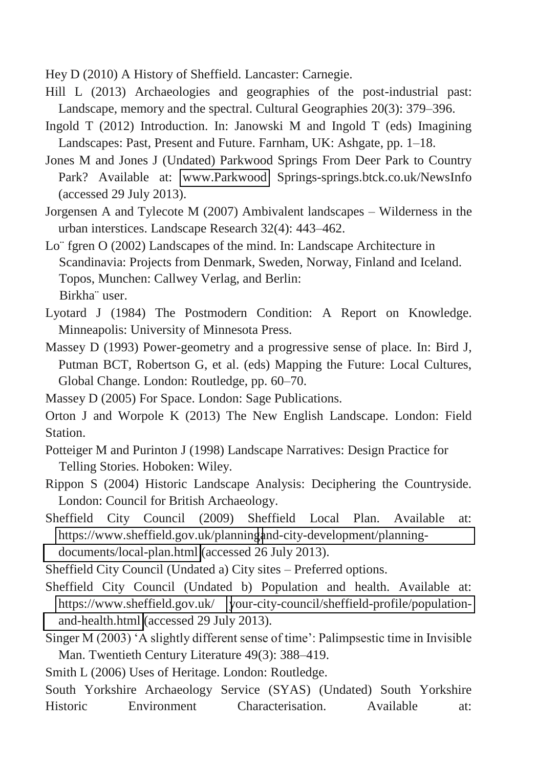Hey D (2010) A History of Sheffield. Lancaster: Carnegie.

Hill L (2013) Archaeologies and geographies of the post-industrial past: Landscape, memory and the spectral. Cultural Geographies 20(3): 379–396.

Ingold T (2012) Introduction. In: Janowski M and Ingold T (eds) Imagining Landscapes: Past, Present and Future. Farnham, UK: Ashgate, pp. 1–18.

Jones M and Jones J (Undated) Parkwood Springs From Deer Park to Country Park? Available at: www.Parkwood Springs-springs.btck.co.uk/NewsInfo (accessed 29 July 2013).

Jorgensen A and Tylecote M (2007) Ambivalent landscapes – Wilderness in the urban interstices. Landscape Research 32(4): 443–462.

Lo¨ fgren O (2002) Landscapes of the mind. In: Landscape Architecture in Scandinavia: Projects from Denmark, Sweden, Norway, Finland and Iceland. Topos, Munchen: Callwey Verlag, and Berlin: Birkha¨ user.

Lyotard J (1984) The Postmodern Condition: A Report on Knowledge. Minneapolis: University of Minnesota Press.

Massey D (1993) Power-geometry and a progressive sense of place. In: Bird J, Putman BCT, Robertson G, et al. (eds) Mapping the Future: Local Cultures, Global Change. London: Routledge, pp. 60–70.

Massey D (2005) For Space. London: Sage Publications.

Orton J and Worpole K (2013) The New English Landscape. London: Field Station.

Potteiger M and Purinton J (1998) Landscape Narratives: Design Practice for Telling Stories. Hoboken: Wiley.

Rippon S (2004) Historic Landscape Analysis: Deciphering the Countryside. London: Council for British Archaeology.

Sheffield City Council (2009) Sheffield Local Plan. Available at: https://www.sheffield.gov.uk/planningand-city-development/planning-documents/local-plan.html (accessed 26 July 2013).

Sheffield City Council (Undated a) City sites – Preferred options.

Sheffield City Council (Undated b) Population and health. Available at: https://www.sheffield.gov.uk/ your-city-council/sheffield-profile/population-and-health.html (accessed 29 July 2013).

Singer M (2003) 'A slightly different sense of time': Palimpsestic time in Invisible Man. Twentieth Century Literature 49(3): 388–419.

Smith L (2006) Uses of Heritage. London: Routledge.

South Yorkshire Archaeology Service (SYAS) (Undated) South Yorkshire Historic Environment Characterisation. Available at: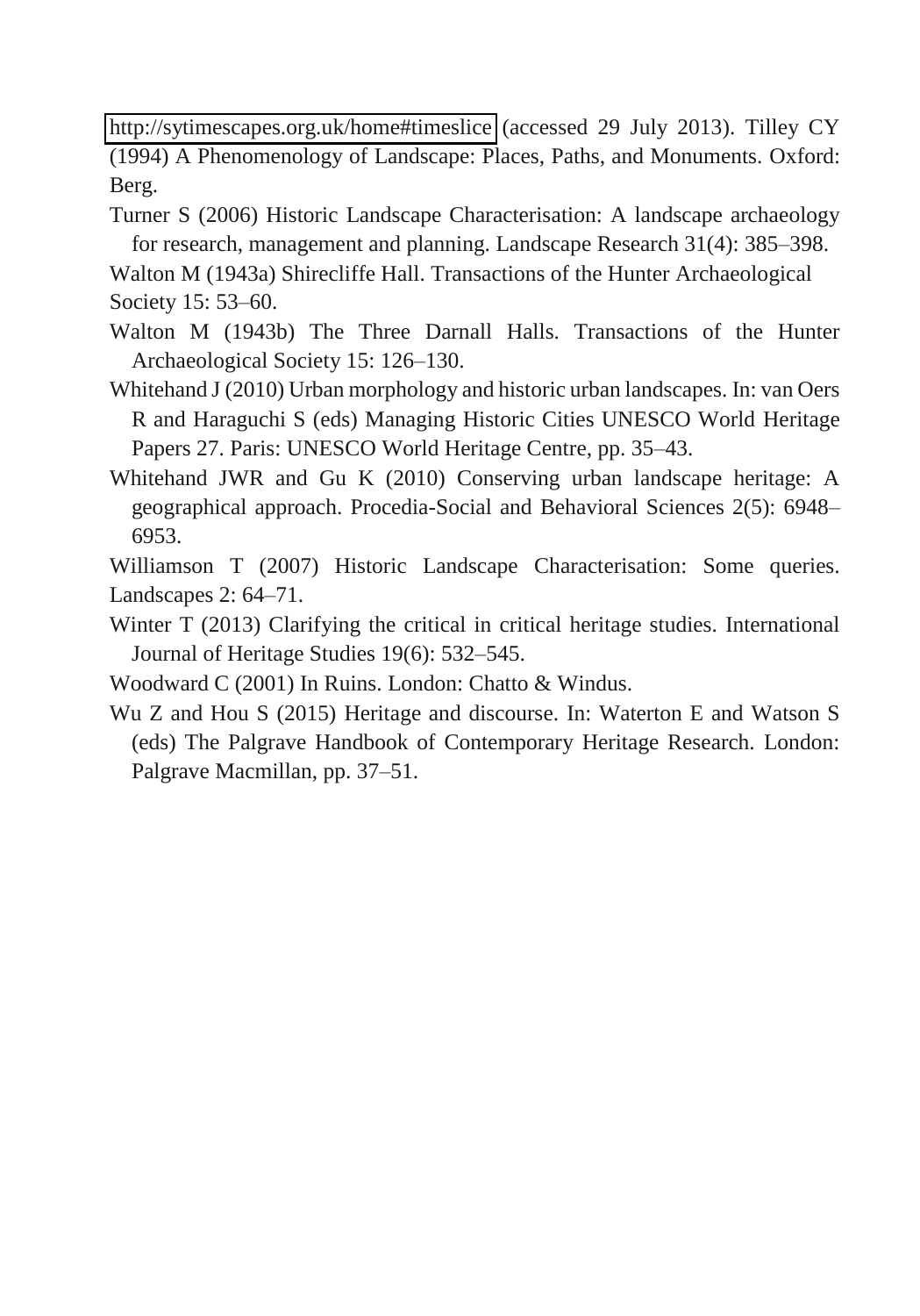http://sytimescapes.org.uk/home#timeslice (accessed 29 July 2013). Tilley CY (1994) A Phenomenology of Landscape: Places, Paths, and Monuments. Oxford: Berg.

Turner S (2006) Historic Landscape Characterisation: A landscape archaeology for research, management and planning. Landscape Research 31(4): 385–398.

Walton M (1943a) Shirecliffe Hall. Transactions of the Hunter Archaeological Society 15: 53–60.

Walton M (1943b) The Three Darnall Halls. Transactions of the Hunter Archaeological Society 15: 126–130.

Whitehand J (2010) Urban morphology and historic urban landscapes. In: van Oers R and Haraguchi S (eds) Managing Historic Cities UNESCO World Heritage Papers 27. Paris: UNESCO World Heritage Centre, pp. 35–43.

Whitehand JWR and Gu K (2010) Conserving urban landscape heritage: A geographical approach. Procedia-Social and Behavioral Sciences 2(5): 6948–6953.

Williamson T (2007) Historic Landscape Characterisation: Some queries. Landscapes 2: 64–71.

Winter T (2013) Clarifying the critical in critical heritage studies. International Journal of Heritage Studies 19(6): 532–545.

Woodward C (2001) In Ruins. London: Chatto & Windus.

Wu Z and Hou S (2015) Heritage and discourse. In: Waterton E and Watson S (eds) The Palgrave Handbook of Contemporary Heritage Research. London: Palgrave Macmillan, pp. 37–51.